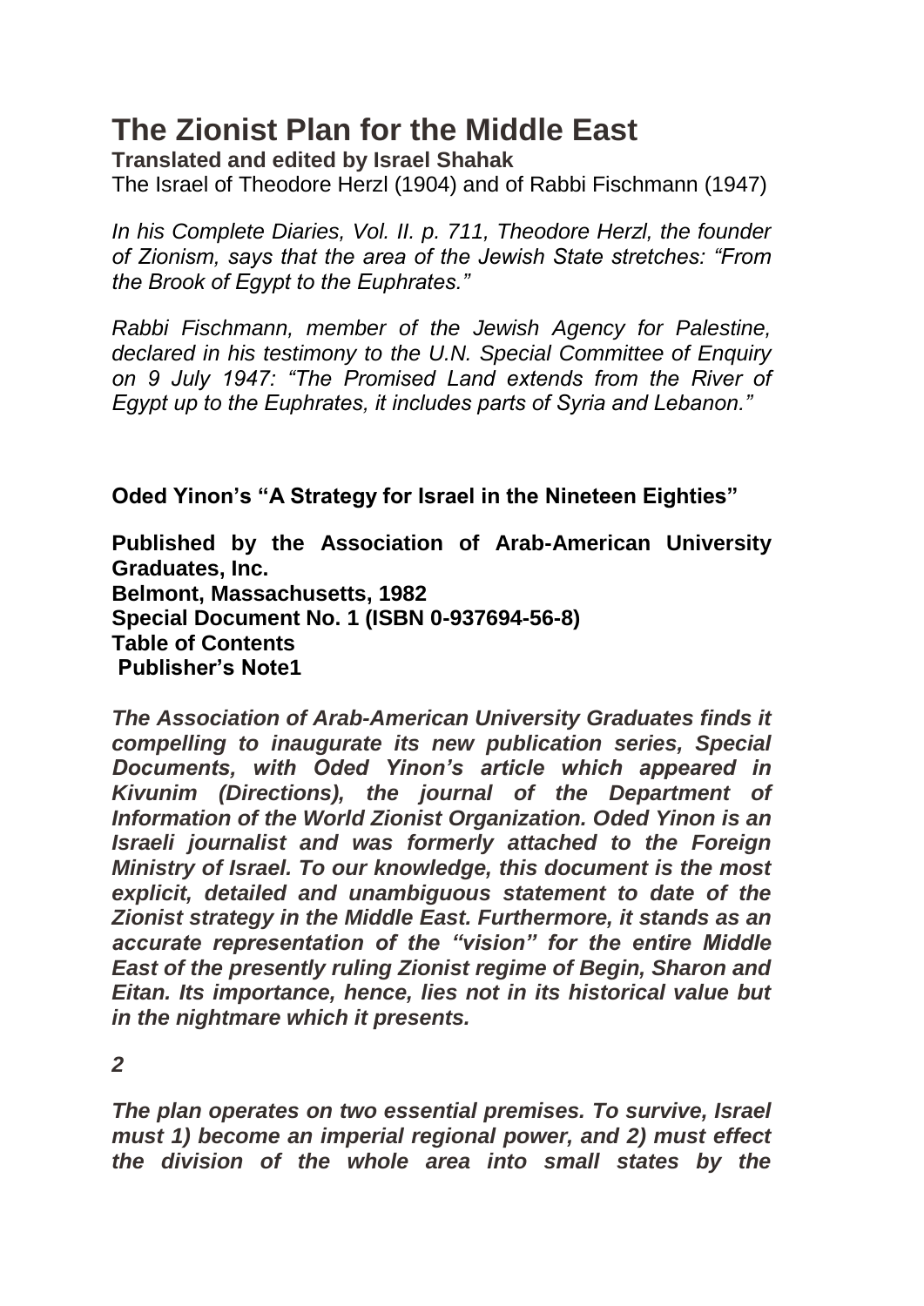# The Zionist Plan for the Middle East

**Translated and edited by Israel Shahak**

The Israel of Theodore Herzl (1904) and of Rabbi Fischmann (1947)

*In his Complete Diaries, Vol. II. p. 711, Theodore Herzl, the founder of Zionism, says that the area of the Jewish State stretches: "From the Brook of Egypt to the Euphrates."*

*Rabbi Fischmann, member of the Jewish Agency for Palestine, declared in his testimony to the U.N. Special Committee of Enquiry on 9 July 1947: "The Promised Land extends from the River of Egypt up to the Euphrates, it includes parts of Syria and Lebanon."*

**Oded Yinon's "A Strategy for Israel in the Nineteen Eighties"**

**Published by the Association of Arab-American University Graduates, Inc.**
**Belmont, Massachusetts, 1982**
**Special Document No. 1 (ISBN 0-937694-56-8)**
**Table of Contents**
**Publisher's Note1**

***The Association of Arab-American University Graduates finds it compelling to inaugurate its new publication series, Special Documents, with Oded Yinon's article which appeared in Kivunim (Directions), the journal of the Department of Information of the World Zionist Organization. Oded Yinon is an Israeli journalist and was formerly attached to the Foreign Ministry of Israel. To our knowledge, this document is the most explicit, detailed and unambiguous statement to date of the Zionist strategy in the Middle East. Furthermore, it stands as an accurate representation of the "vision" for the entire Middle East of the presently ruling Zionist regime of Begin, Sharon and Eitan. Its importance, hence, lies not in its historical value but in the nightmare which it presents.***

***2***

***The plan operates on two essential premises. To survive, Israel must 1) become an imperial regional power, and 2) must effect the division of the whole area into small states by the***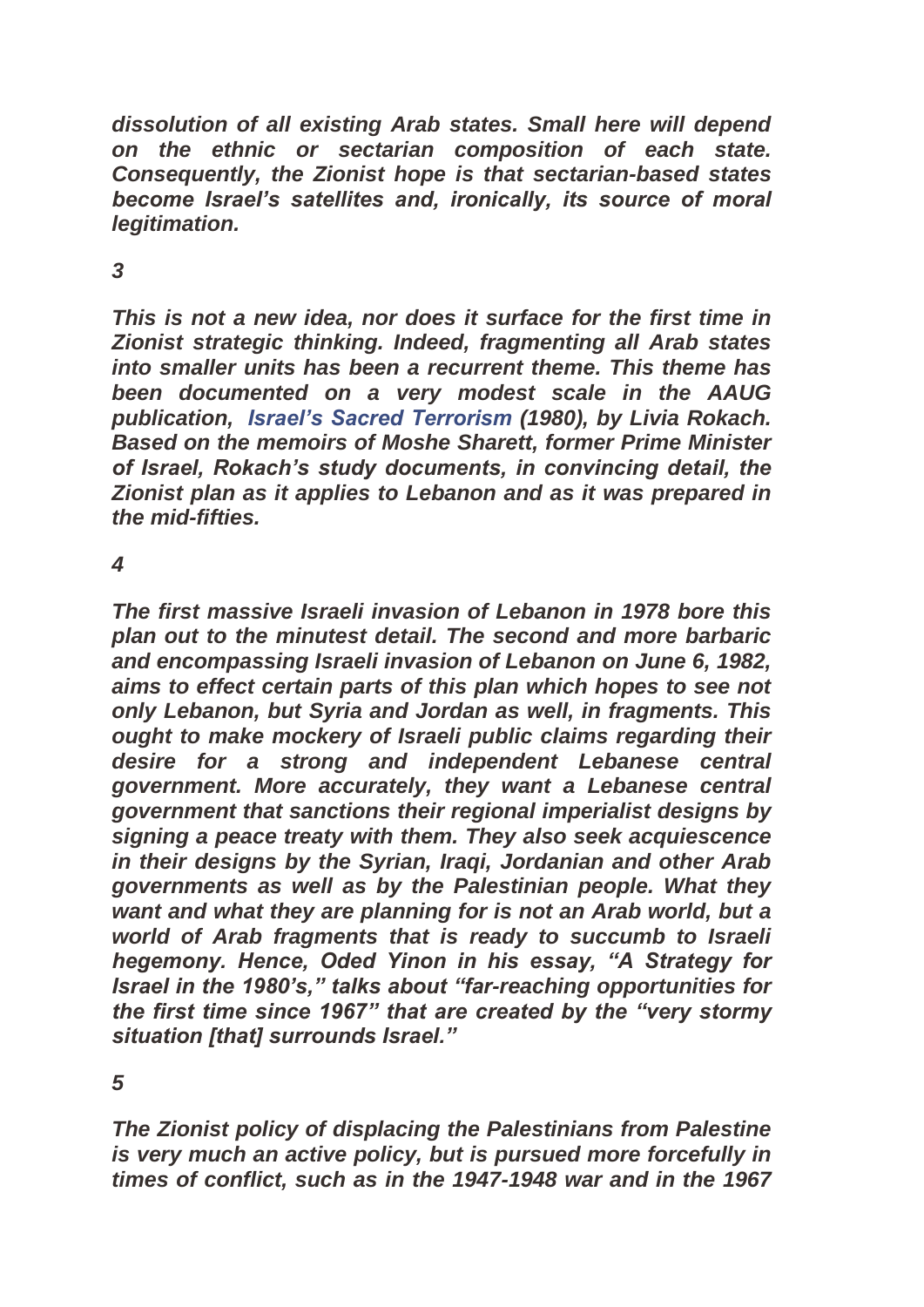***dissolution of all existing Arab states. Small here will depend on the ethnic or sectarian composition of each state. Consequently, the Zionist hope is that sectarian-based states become Israel's satellites and, ironically, its source of moral legitimation.***

***3***

***This is not a new idea, nor does it surface for the first time in Zionist strategic thinking. Indeed, fragmenting all Arab states into smaller units has been a recurrent theme. This theme has been documented on a very modest scale in the AAUG publication, Israel's Sacred Terrorism (1980), by Livia Rokach. Based on the memoirs of Moshe Sharett, former Prime Minister of Israel, Rokach's study documents, in convincing detail, the Zionist plan as it applies to Lebanon and as it was prepared in the mid-fifties.***

***4***

***The first massive Israeli invasion of Lebanon in 1978 bore this plan out to the minutest detail. The second and more barbaric and encompassing Israeli invasion of Lebanon on June 6, 1982, aims to effect certain parts of this plan which hopes to see not only Lebanon, but Syria and Jordan as well, in fragments. This ought to make mockery of Israeli public claims regarding their desire for a strong and independent Lebanese central government. More accurately, they want a Lebanese central government that sanctions their regional imperialist designs by signing a peace treaty with them. They also seek acquiescence in their designs by the Syrian, Iraqi, Jordanian and other Arab governments as well as by the Palestinian people. What they want and what they are planning for is not an Arab world, but a world of Arab fragments that is ready to succumb to Israeli hegemony. Hence, Oded Yinon in his essay, "A Strategy for Israel in the 1980's," talks about "far-reaching opportunities for the first time since 1967" that are created by the "very stormy situation [that] surrounds Israel."***

***5***

***The Zionist policy of displacing the Palestinians from Palestine is very much an active policy, but is pursued more forcefully in times of conflict, such as in the 1947-1948 war and in the 1967***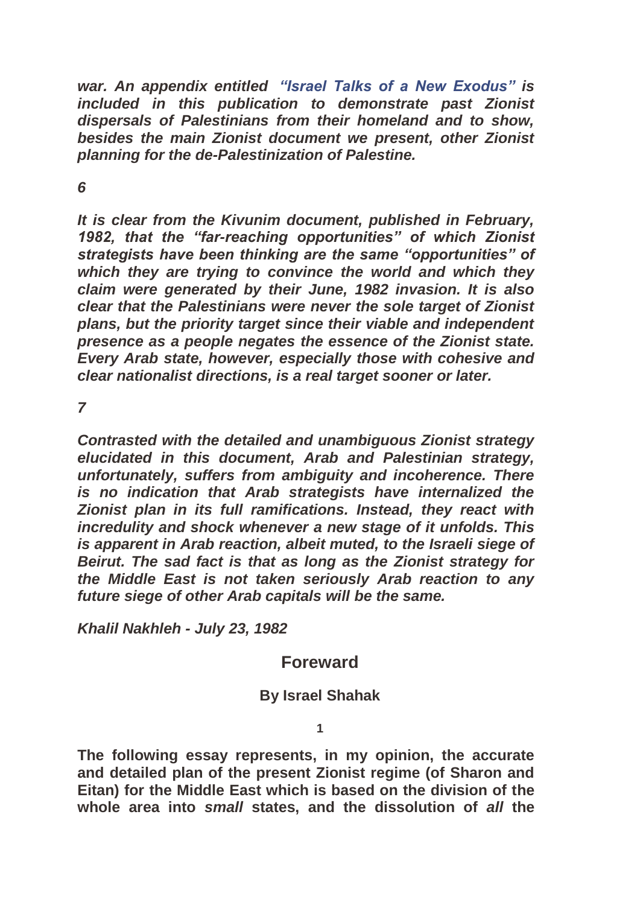***war. An appendix entitled "Israel Talks of a New Exodus" is included in this publication to demonstrate past Zionist dispersals of Palestinians from their homeland and to show, besides the main Zionist document we present, other Zionist planning for the de-Palestinization of Palestine.***

***6***

***It is clear from the Kivunim document, published in February, 1982, that the "far-reaching opportunities" of which Zionist strategists have been thinking are the same "opportunities" of which they are trying to convince the world and which they claim were generated by their June, 1982 invasion. It is also clear that the Palestinians were never the sole target of Zionist plans, but the priority target since their viable and independent presence as a people negates the essence of the Zionist state. Every Arab state, however, especially those with cohesive and clear nationalist directions, is a real target sooner or later.***

***7***

***Contrasted with the detailed and unambiguous Zionist strategy elucidated in this document, Arab and Palestinian strategy, unfortunately, suffers from ambiguity and incoherence. There is no indication that Arab strategists have internalized the Zionist plan in its full ramifications. Instead, they react with incredulity and shock whenever a new stage of it unfolds. This is apparent in Arab reaction, albeit muted, to the Israeli siege of Beirut. The sad fact is that as long as the Zionist strategy for the Middle East is not taken seriously Arab reaction to any future siege of other Arab capitals will be the same.***

***Khalil Nakhleh - July 23, 1982***

## Foreward

**By Israel Shahak**

**1**

**The following essay represents, in my opinion, the accurate and detailed plan of the present Zionist regime (of Sharon and Eitan) for the Middle East which is based on the division of the whole area into *small* states, and the dissolution of *all* the**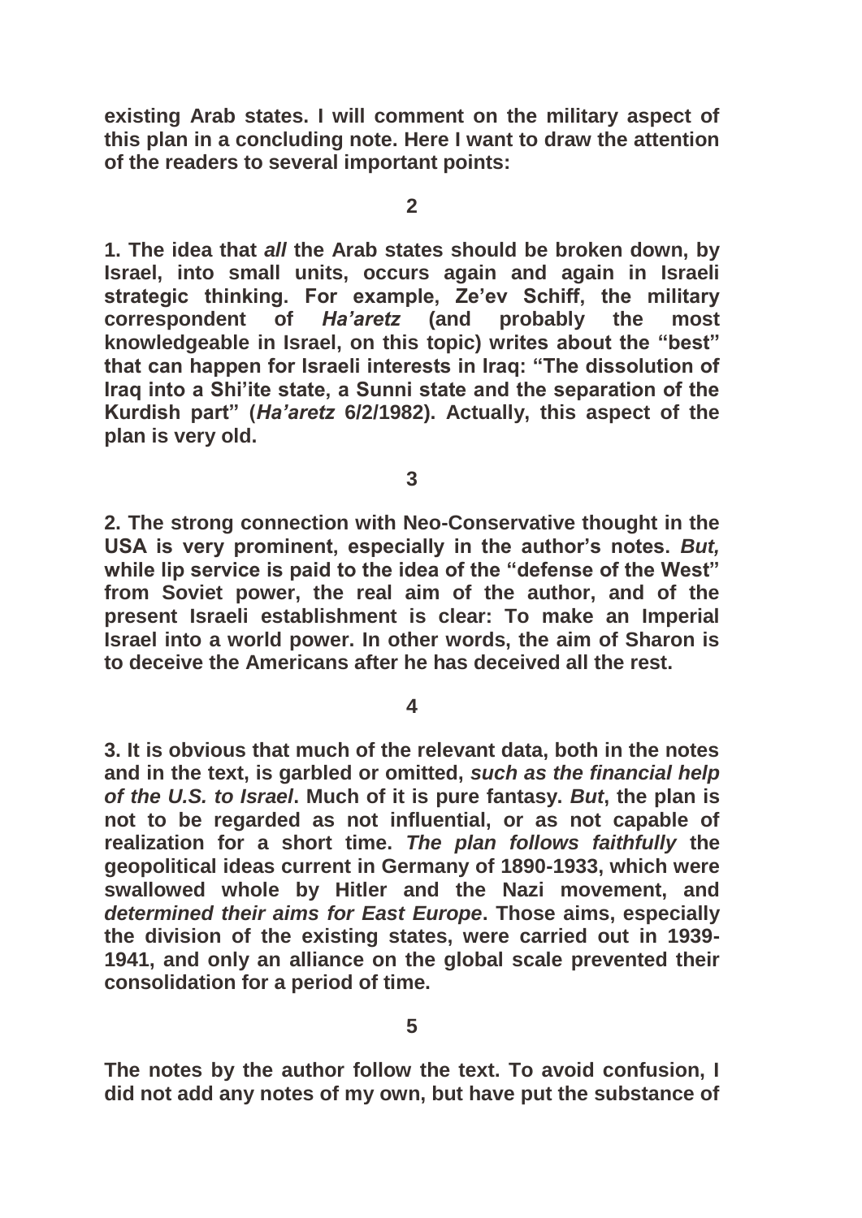existing Arab states. I will comment on the military aspect of this plan in a concluding note. Here I want to draw the attention of the readers to several important points:

1. The idea that *all* the Arab states should be broken down, by Israel, into small units, occurs again and again in Israeli strategic thinking. For example, Ze'ev Schiff, the military correspondent of *Ha'aretz* (and probably the most knowledgeable in Israel, on this topic) writes about the "best" that can happen for Israeli interests in Iraq: "The dissolution of Iraq into a Shi'ite state, a Sunni state and the separation of the Kurdish part" (*Ha'aretz* 6/2/1982). Actually, this aspect of the plan is very old.

2. The strong connection with Neo-Conservative thought in the USA is very prominent, especially in the author's notes. *But,* while lip service is paid to the idea of the "defense of the West" from Soviet power, the real aim of the author, and of the present Israeli establishment is clear: To make an Imperial Israel into a world power. In other words, the aim of Sharon is to deceive the Americans after he has deceived all the rest.

3. It is obvious that much of the relevant data, both in the notes and in the text, is garbled or omitted, *such as the financial help of the U.S. to Israel*. Much of it is pure fantasy. *But*, the plan is not to be regarded as not influential, or as not capable of realization for a short time. *The plan follows faithfully* the geopolitical ideas current in Germany of 1890-1933, which were swallowed whole by Hitler and the Nazi movement, and *determined their aims for East Europe*. Those aims, especially the division of the existing states, were carried out in 1939-1941, and only an alliance on the global scale prevented their consolidation for a period of time.

The notes by the author follow the text. To avoid confusion, I did not add any notes of my own, but have put the substance of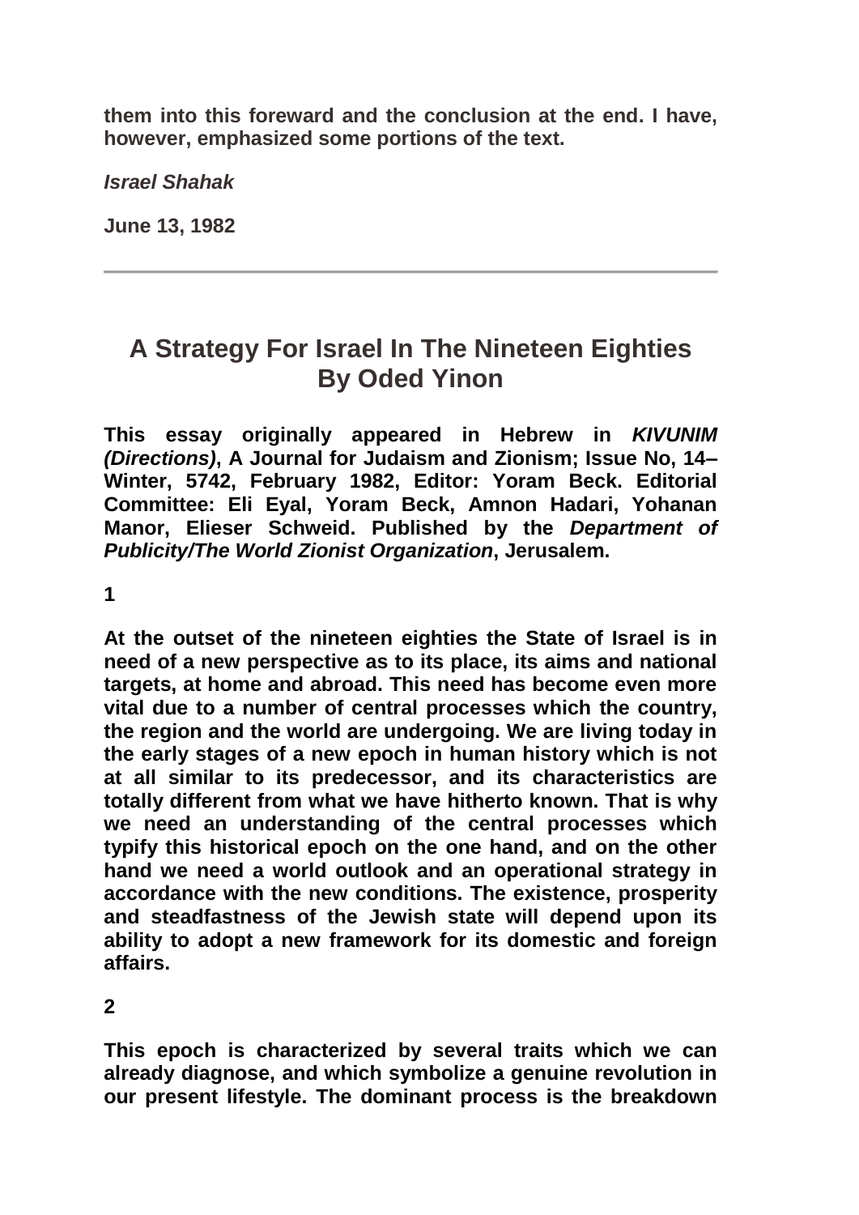**them into this foreward and the conclusion at the end. I have, however, emphasized some portions of the text.**

***Israel Shahak***

**June 13, 1982**

---

## A Strategy For Israel In The Nineteen Eighties By Oded Yinon

**This essay originally appeared in Hebrew in *KIVUNIM (Directions)*, A Journal for Judaism and Zionism; Issue No, 14–Winter, 5742, February 1982, Editor: Yoram Beck. Editorial Committee: Eli Eyal, Yoram Beck, Amnon Hadari, Yohanan Manor, Elieser Schweid. Published by the *Department of Publicity/The World Zionist Organization*, Jerusalem.**

**1**

**At the outset of the nineteen eighties the State of Israel is in need of a new perspective as to its place, its aims and national targets, at home and abroad. This need has become even more vital due to a number of central processes which the country, the region and the world are undergoing. We are living today in the early stages of a new epoch in human history which is not at all similar to its predecessor, and its characteristics are totally different from what we have hitherto known. That is why we need an understanding of the central processes which typify this historical epoch on the one hand, and on the other hand we need a world outlook and an operational strategy in accordance with the new conditions. The existence, prosperity and steadfastness of the Jewish state will depend upon its ability to adopt a new framework for its domestic and foreign affairs.**

**2**

**This epoch is characterized by several traits which we can already diagnose, and which symbolize a genuine revolution in our present lifestyle. The dominant process is the breakdown**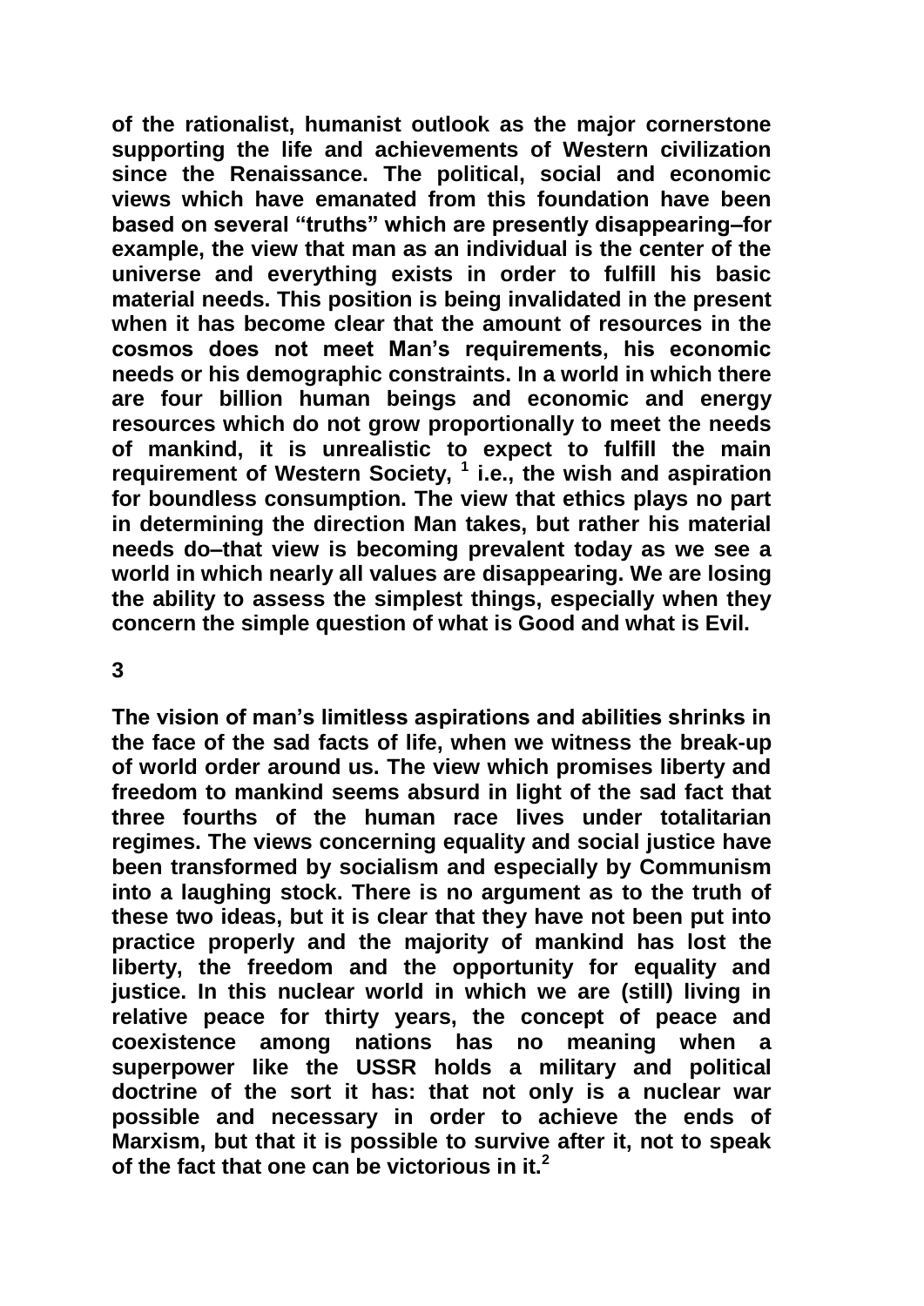**of the rationalist, humanist outlook as the major cornerstone supporting the life and achievements of Western civilization since the Renaissance. The political, social and economic views which have emanated from this foundation have been based on several "truths" which are presently disappearing–for example, the view that man as an individual is the center of the universe and everything exists in order to fulfill his basic material needs. This position is being invalidated in the present when it has become clear that the amount of resources in the cosmos does not meet Man's requirements, his economic needs or his demographic constraints. In a world in which there are four billion human beings and economic and energy resources which do not grow proportionally to meet the needs of mankind, it is unrealistic to expect to fulfill the main requirement of Western Society, [1] i.e., the wish and aspiration for boundless consumption. The view that ethics plays no part in determining the direction Man takes, but rather his material needs do–that view is becoming prevalent today as we see a world in which nearly all values are disappearing. We are losing the ability to assess the simplest things, especially when they concern the simple question of what is Good and what is Evil.**

**3**

**The vision of man's limitless aspirations and abilities shrinks in the face of the sad facts of life, when we witness the break-up of world order around us. The view which promises liberty and freedom to mankind seems absurd in light of the sad fact that three fourths of the human race lives under totalitarian regimes. The views concerning equality and social justice have been transformed by socialism and especially by Communism into a laughing stock. There is no argument as to the truth of these two ideas, but it is clear that they have not been put into practice properly and the majority of mankind has lost the liberty, the freedom and the opportunity for equality and justice. In this nuclear world in which we are (still) living in relative peace for thirty years, the concept of peace and coexistence among nations has no meaning when a superpower like the USSR holds a military and political doctrine of the sort it has: that not only is a nuclear war possible and necessary in order to achieve the ends of Marxism, but that it is possible to survive after it, not to speak of the fact that one can be victorious in it.[2]**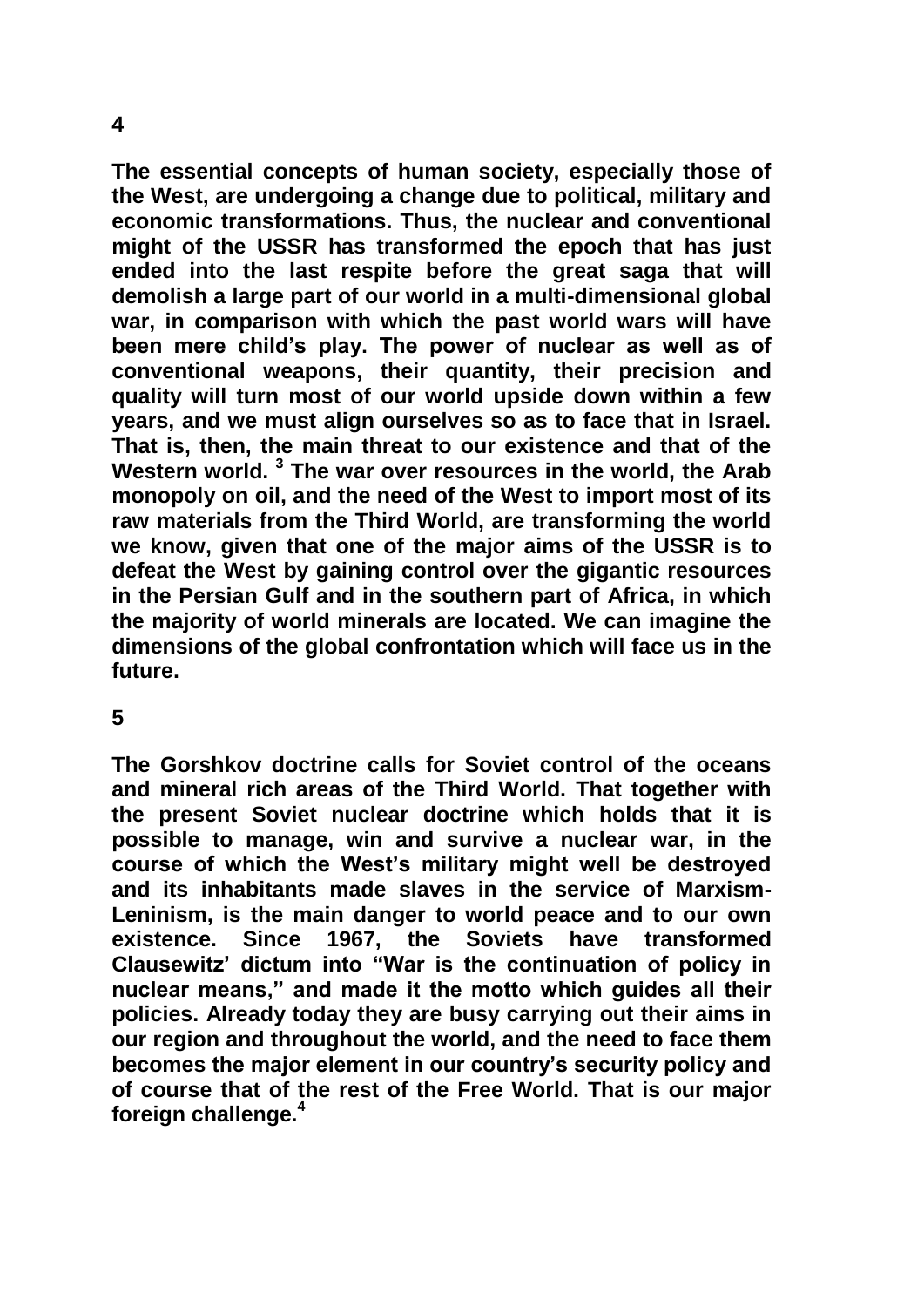**4**

**The essential concepts of human society, especially those of the West, are undergoing a change due to political, military and economic transformations. Thus, the nuclear and conventional might of the USSR has transformed the epoch that has just ended into the last respite before the great saga that will demolish a large part of our world in a multi-dimensional global war, in comparison with which the past world wars will have been mere child's play. The power of nuclear as well as of conventional weapons, their quantity, their precision and quality will turn most of our world upside down within a few years, and we must align ourselves so as to face that in Israel. That is, then, the main threat to our existence and that of the Western world.[3] The war over resources in the world, the Arab monopoly on oil, and the need of the West to import most of its raw materials from the Third World, are transforming the world we know, given that one of the major aims of the USSR is to defeat the West by gaining control over the gigantic resources in the Persian Gulf and in the southern part of Africa, in which the majority of world minerals are located. We can imagine the dimensions of the global confrontation which will face us in the future.**

**5**

**The Gorshkov doctrine calls for Soviet control of the oceans and mineral rich areas of the Third World. That together with the present Soviet nuclear doctrine which holds that it is possible to manage, win and survive a nuclear war, in the course of which the West's military might well be destroyed and its inhabitants made slaves in the service of Marxism-Leninism, is the main danger to world peace and to our own existence. Since 1967, the Soviets have transformed Clausewitz' dictum into "War is the continuation of policy in nuclear means," and made it the motto which guides all their policies. Already today they are busy carrying out their aims in our region and throughout the world, and the need to face them becomes the major element in our country's security policy and of course that of the rest of the Free World. That is our major foreign challenge.[4]**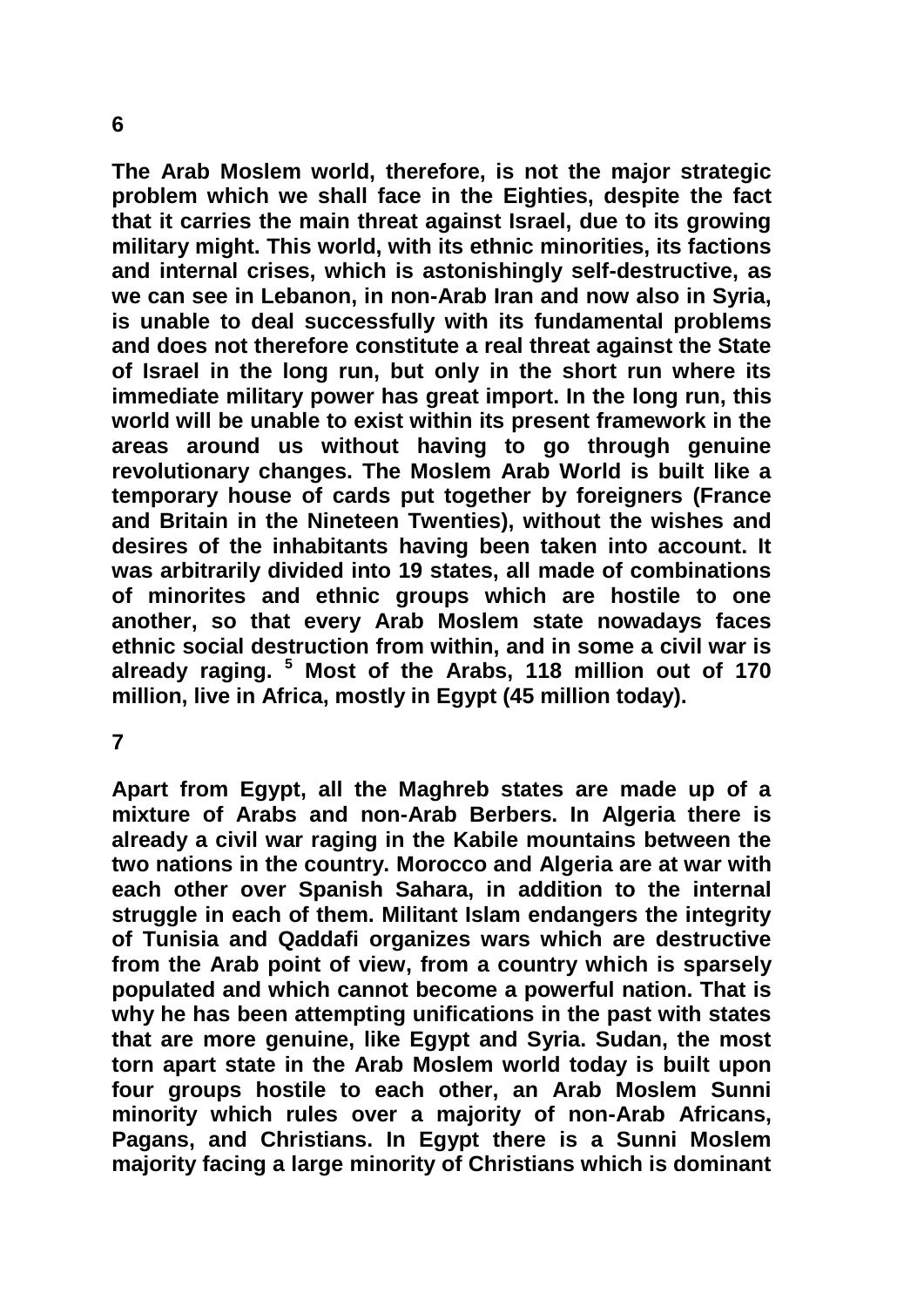**6**

**The Arab Moslem world, therefore, is not the major strategic problem which we shall face in the Eighties, despite the fact that it carries the main threat against Israel, due to its growing military might. This world, with its ethnic minorities, its factions and internal crises, which is astonishingly self-destructive, as we can see in Lebanon, in non-Arab Iran and now also in Syria, is unable to deal successfully with its fundamental problems and does not therefore constitute a real threat against the State of Israel in the long run, but only in the short run where its immediate military power has great import. In the long run, this world will be unable to exist within its present framework in the areas around us without having to go through genuine revolutionary changes. The Moslem Arab World is built like a temporary house of cards put together by foreigners (France and Britain in the Nineteen Twenties), without the wishes and desires of the inhabitants having been taken into account. It was arbitrarily divided into 19 states, all made of combinations of minorites and ethnic groups which are hostile to one another, so that every Arab Moslem state nowadays faces ethnic social destruction from within, and in some a civil war is already raging. [5] Most of the Arabs, 118 million out of 170 million, live in Africa, mostly in Egypt (45 million today).**

**7**

**Apart from Egypt, all the Maghreb states are made up of a mixture of Arabs and non-Arab Berbers. In Algeria there is already a civil war raging in the Kabile mountains between the two nations in the country. Morocco and Algeria are at war with each other over Spanish Sahara, in addition to the internal struggle in each of them. Militant Islam endangers the integrity of Tunisia and Qaddafi organizes wars which are destructive from the Arab point of view, from a country which is sparsely populated and which cannot become a powerful nation. That is why he has been attempting unifications in the past with states that are more genuine, like Egypt and Syria. Sudan, the most torn apart state in the Arab Moslem world today is built upon four groups hostile to each other, an Arab Moslem Sunni minority which rules over a majority of non-Arab Africans, Pagans, and Christians. In Egypt there is a Sunni Moslem majority facing a large minority of Christians which is dominant**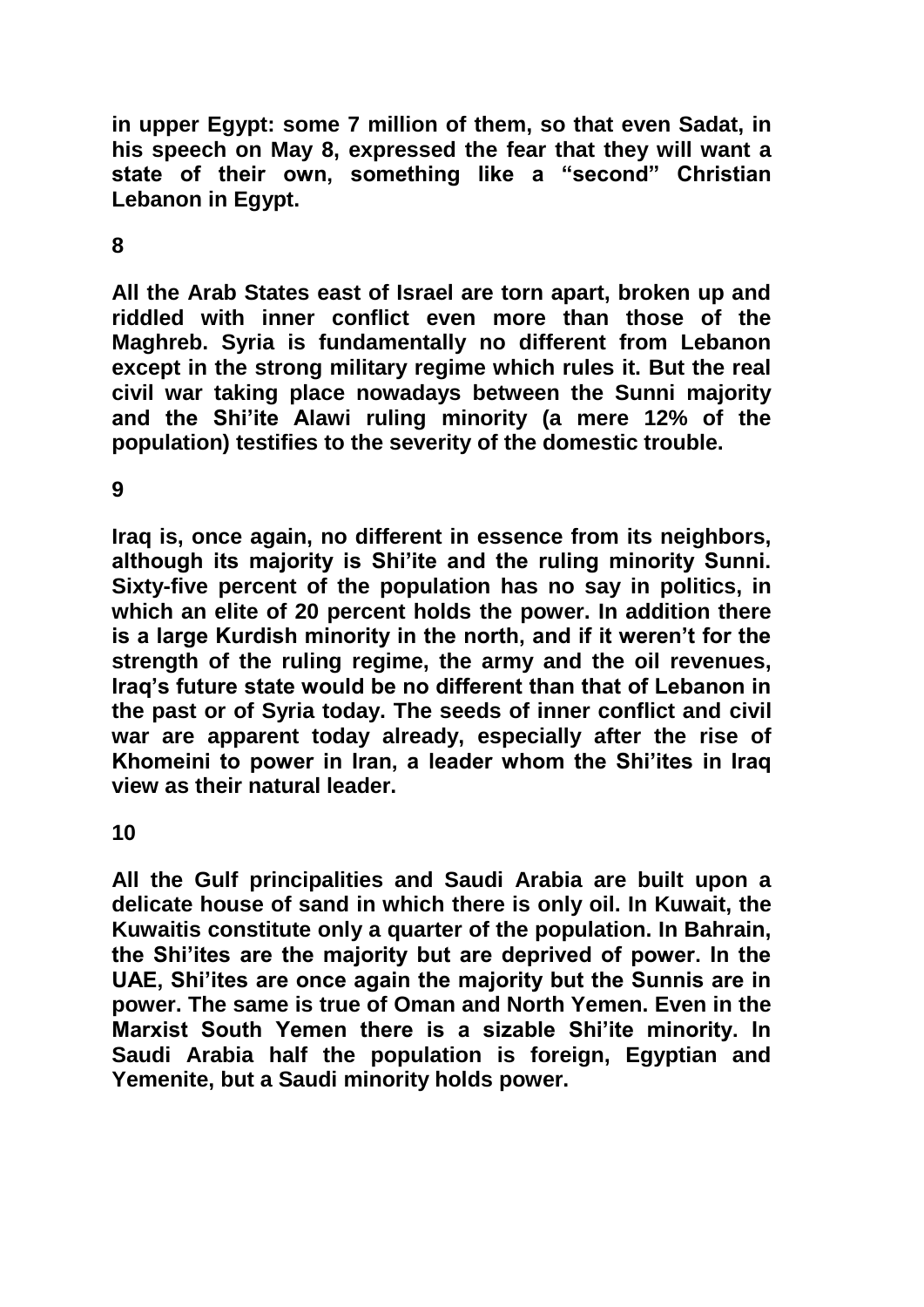**in upper Egypt: some 7 million of them, so that even Sadat, in his speech on May 8, expressed the fear that they will want a state of their own, something like a "second" Christian Lebanon in Egypt.**

**8**

**All the Arab States east of Israel are torn apart, broken up and riddled with inner conflict even more than those of the Maghreb. Syria is fundamentally no different from Lebanon except in the strong military regime which rules it. But the real civil war taking place nowadays between the Sunni majority and the Shi'ite Alawi ruling minority (a mere 12% of the population) testifies to the severity of the domestic trouble.**

**9**

**Iraq is, once again, no different in essence from its neighbors, although its majority is Shi'ite and the ruling minority Sunni. Sixty-five percent of the population has no say in politics, in which an elite of 20 percent holds the power. In addition there is a large Kurdish minority in the north, and if it weren't for the strength of the ruling regime, the army and the oil revenues, Iraq's future state would be no different than that of Lebanon in the past or of Syria today. The seeds of inner conflict and civil war are apparent today already, especially after the rise of Khomeini to power in Iran, a leader whom the Shi'ites in Iraq view as their natural leader.**

**10**

**All the Gulf principalities and Saudi Arabia are built upon a delicate house of sand in which there is only oil. In Kuwait, the Kuwaitis constitute only a quarter of the population. In Bahrain, the Shi'ites are the majority but are deprived of power. In the UAE, Shi'ites are once again the majority but the Sunnis are in power. The same is true of Oman and North Yemen. Even in the Marxist South Yemen there is a sizable Shi'ite minority. In Saudi Arabia half the population is foreign, Egyptian and Yemenite, but a Saudi minority holds power.**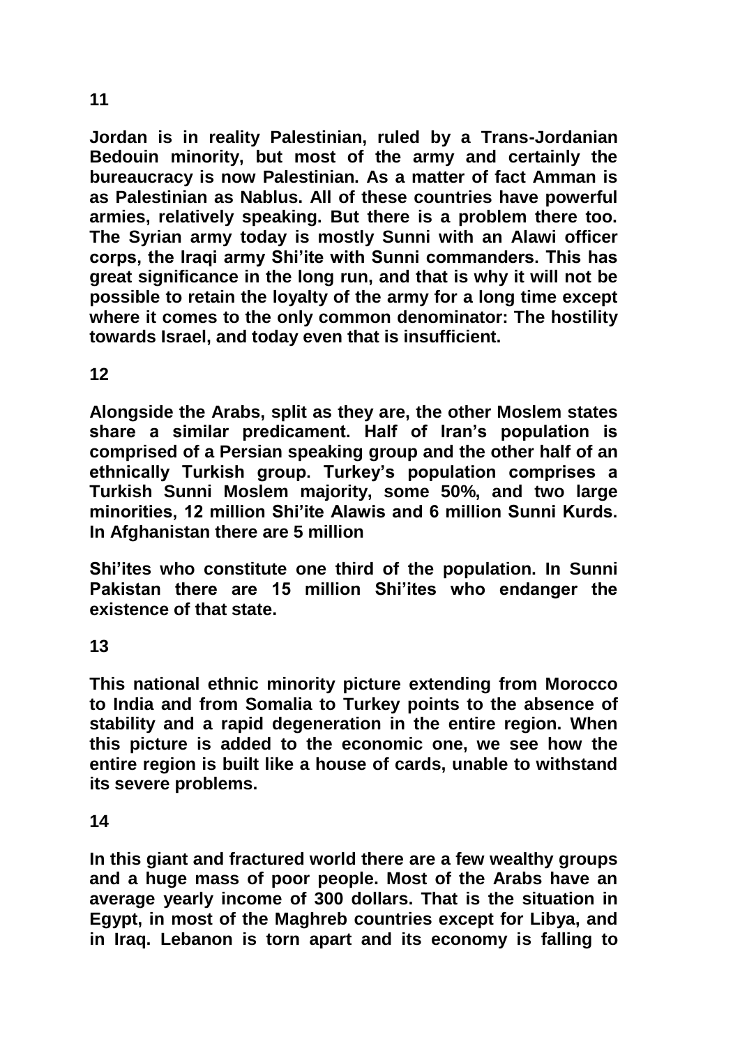**11**

**Jordan is in reality Palestinian, ruled by a Trans-Jordanian Bedouin minority, but most of the army and certainly the bureaucracy is now Palestinian. As a matter of fact Amman is as Palestinian as Nablus. All of these countries have powerful armies, relatively speaking. But there is a problem there too. The Syrian army today is mostly Sunni with an Alawi officer corps, the Iraqi army Shi'ite with Sunni commanders. This has great significance in the long run, and that is why it will not be possible to retain the loyalty of the army for a long time except where it comes to the only common denominator: The hostility towards Israel, and today even that is insufficient.**

**12**

**Alongside the Arabs, split as they are, the other Moslem states share a similar predicament. Half of Iran's population is comprised of a Persian speaking group and the other half of an ethnically Turkish group. Turkey's population comprises a Turkish Sunni Moslem majority, some 50%, and two large minorities, 12 million Shi'ite Alawis and 6 million Sunni Kurds. In Afghanistan there are 5 million**

**Shi'ites who constitute one third of the population. In Sunni Pakistan there are 15 million Shi'ites who endanger the existence of that state.**

**13**

**This national ethnic minority picture extending from Morocco to India and from Somalia to Turkey points to the absence of stability and a rapid degeneration in the entire region. When this picture is added to the economic one, we see how the entire region is built like a house of cards, unable to withstand its severe problems.**

**14**

**In this giant and fractured world there are a few wealthy groups and a huge mass of poor people. Most of the Arabs have an average yearly income of 300 dollars. That is the situation in Egypt, in most of the Maghreb countries except for Libya, and in Iraq. Lebanon is torn apart and its economy is falling to**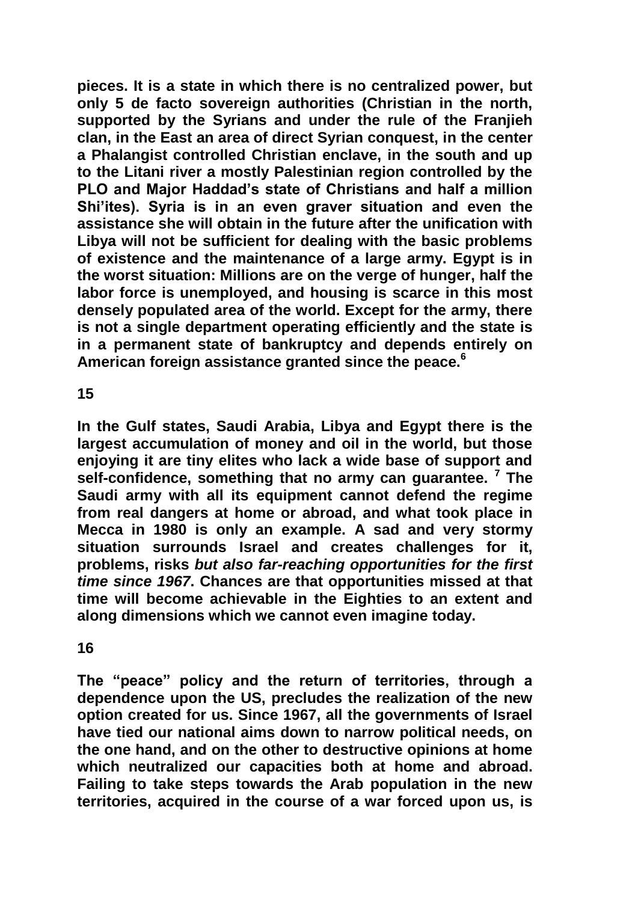**pieces. It is a state in which there is no centralized power, but only 5 de facto sovereign authorities (Christian in the north, supported by the Syrians and under the rule of the Franjieh clan, in the East an area of direct Syrian conquest, in the center a Phalangist controlled Christian enclave, in the south and up to the Litani river a mostly Palestinian region controlled by the PLO and Major Haddad's state of Christians and half a million Shi'ites). Syria is in an even graver situation and even the assistance she will obtain in the future after the unification with Libya will not be sufficient for dealing with the basic problems of existence and the maintenance of a large army. Egypt is in the worst situation: Millions are on the verge of hunger, half the labor force is unemployed, and housing is scarce in this most densely populated area of the world. Except for the army, there is not a single department operating efficiently and the state is in a permanent state of bankruptcy and depends entirely on American foreign assistance granted since the peace.[6]**

**15**

**In the Gulf states, Saudi Arabia, Libya and Egypt there is the largest accumulation of money and oil in the world, but those enjoying it are tiny elites who lack a wide base of support and self-confidence, something that no army can guarantee. [7] The Saudi army with all its equipment cannot defend the regime from real dangers at home or abroad, and what took place in Mecca in 1980 is only an example. A sad and very stormy situation surrounds Israel and creates challenges for it, problems, risks *but also far-reaching opportunities for the first time since 1967*. Chances are that opportunities missed at that time will become achievable in the Eighties to an extent and along dimensions which we cannot even imagine today.**

**16**

**The "peace" policy and the return of territories, through a dependence upon the US, precludes the realization of the new option created for us. Since 1967, all the governments of Israel have tied our national aims down to narrow political needs, on the one hand, and on the other to destructive opinions at home which neutralized our capacities both at home and abroad. Failing to take steps towards the Arab population in the new territories, acquired in the course of a war forced upon us, is**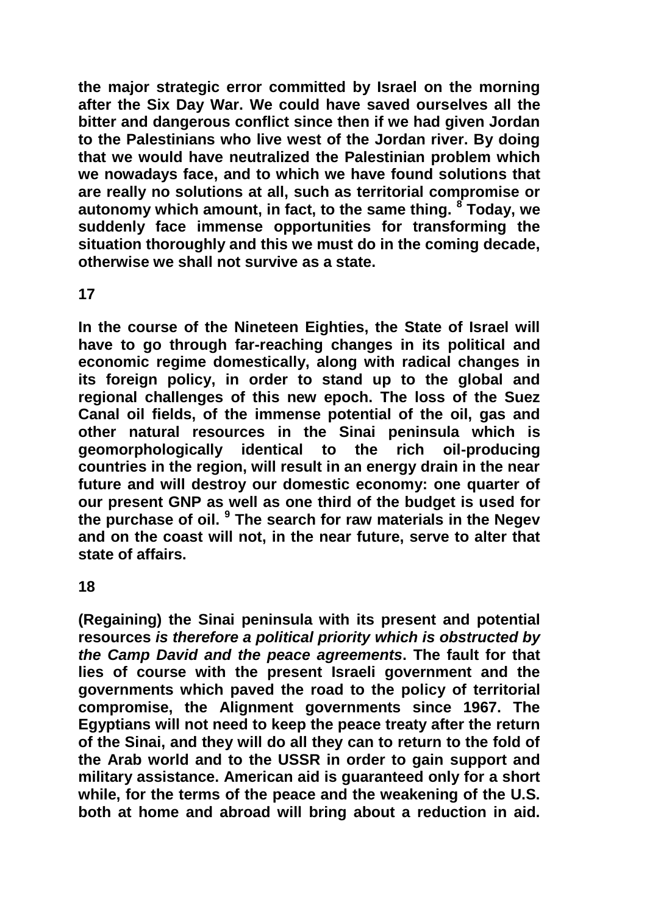**the major strategic error committed by Israel on the morning after the Six Day War. We could have saved ourselves all the bitter and dangerous conflict since then if we had given Jordan to the Palestinians who live west of the Jordan river. By doing that we would have neutralized the Palestinian problem which we nowadays face, and to which we have found solutions that are really no solutions at all, such as territorial compromise or autonomy which amount, in fact, to the same thing. [8] Today, we suddenly face immense opportunities for transforming the situation thoroughly and this we must do in the coming decade, otherwise we shall not survive as a state.**

**17**

**In the course of the Nineteen Eighties, the State of Israel will have to go through far-reaching changes in its political and economic regime domestically, along with radical changes in its foreign policy, in order to stand up to the global and regional challenges of this new epoch. The loss of the Suez Canal oil fields, of the immense potential of the oil, gas and other natural resources in the Sinai peninsula which is geomorphologically identical to the rich oil-producing countries in the region, will result in an energy drain in the near future and will destroy our domestic economy: one quarter of our present GNP as well as one third of the budget is used for the purchase of oil. [9] The search for raw materials in the Negev and on the coast will not, in the near future, serve to alter that state of affairs.**

**18**

**(Regaining) the Sinai peninsula with its present and potential resources *is therefore a political priority which is obstructed by the Camp David and the peace agreements*. The fault for that lies of course with the present Israeli government and the governments which paved the road to the policy of territorial compromise, the Alignment governments since 1967. The Egyptians will not need to keep the peace treaty after the return of the Sinai, and they will do all they can to return to the fold of the Arab world and to the USSR in order to gain support and military assistance. American aid is guaranteed only for a short while, for the terms of the peace and the weakening of the U.S. both at home and abroad will bring about a reduction in aid.**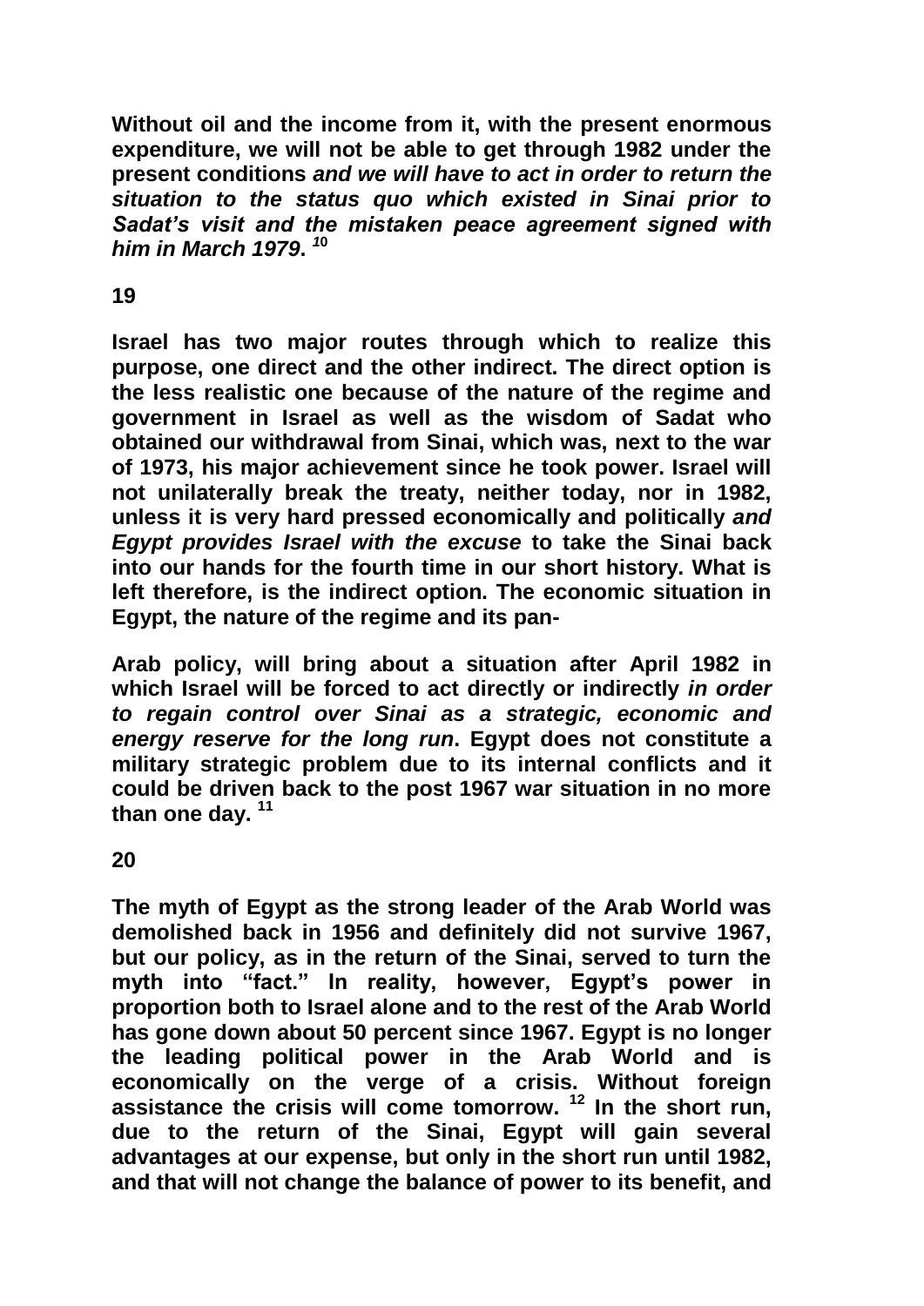**Without oil and the income from it, with the present enormous expenditure, we will not be able to get through 1982 under the present conditions *and we will have to act in order to return the situation to the status quo which existed in Sinai prior to Sadat's visit and the mistaken peace agreement signed with him in March 1979*.** [10]

**19**

**Israel has two major routes through which to realize this purpose, one direct and the other indirect. The direct option is the less realistic one because of the nature of the regime and government in Israel as well as the wisdom of Sadat who obtained our withdrawal from Sinai, which was, next to the war of 1973, his major achievement since he took power. Israel will not unilaterally break the treaty, neither today, nor in 1982, unless it is very hard pressed economically and politically *and Egypt provides Israel with the excuse* to take the Sinai back into our hands for the fourth time in our short history. What is left therefore, is the indirect option. The economic situation in Egypt, the nature of the regime and its pan-Arab policy, will bring about a situation after April 1982 in which Israel will be forced to act directly or indirectly *in order to regain control over Sinai as a strategic, economic and energy reserve for the long run*. Egypt does not constitute a military strategic problem due to its internal conflicts and it could be driven back to the post 1967 war situation in no more than one day.** [11]

**20**

**The myth of Egypt as the strong leader of the Arab World was demolished back in 1956 and definitely did not survive 1967, but our policy, as in the return of the Sinai, served to turn the myth into "fact." In reality, however, Egypt's power in proportion both to Israel alone and to the rest of the Arab World has gone down about 50 percent since 1967. Egypt is no longer the leading political power in the Arab World and is economically on the verge of a crisis. Without foreign assistance the crisis will come tomorrow.** [12] **In the short run, due to the return of the Sinai, Egypt will gain several advantages at our expense, but only in the short run until 1982, and that will not change the balance of power to its benefit, and**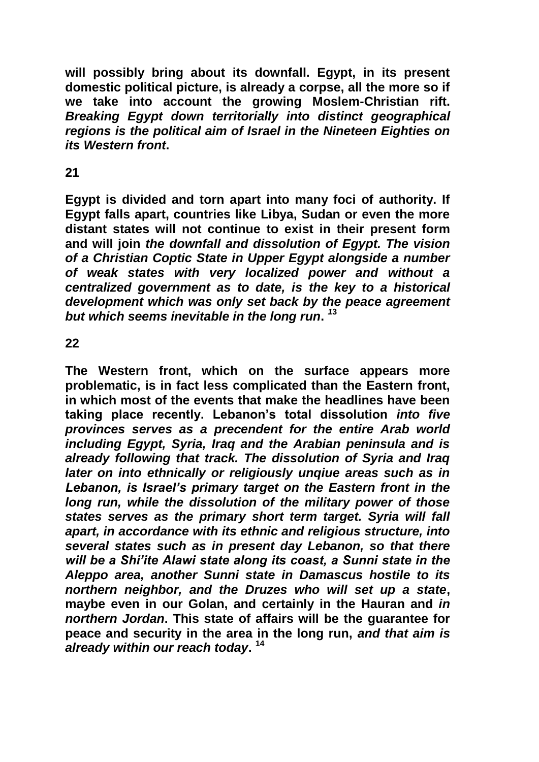**will possibly bring about its downfall. Egypt, in its present domestic political picture, is already a corpse, all the more so if we take into account the growing Moslem-Christian rift.** ***Breaking Egypt down territorially into distinct geographical regions is the political aim of Israel in the Nineteen Eighties on its Western front*****.**

**21**

**Egypt is divided and torn apart into many foci of authority. If Egypt falls apart, countries like Libya, Sudan or even the more distant states will not continue to exist in their present form and will join** ***the downfall and dissolution of Egypt. The vision of a Christian Coptic State in Upper Egypt alongside a number of weak states with very localized power and without a centralized government as to date, is the key to a historical development which was only set back by the peace agreement but which seems inevitable in the long run*****.** [13]

**22**

**The Western front, which on the surface appears more problematic, is in fact less complicated than the Eastern front, in which most of the events that make the headlines have been taking place recently. Lebanon's total dissolution** ***into five provinces serves as a precendent for the entire Arab world including Egypt, Syria, Iraq and the Arabian peninsula and is already following that track. The dissolution of Syria and Iraq later on into ethnically or religiously unqiue areas such as in Lebanon, is Israel's primary target on the Eastern front in the long run, while the dissolution of the military power of those states serves as the primary short term target. Syria will fall apart, in accordance with its ethnic and religious structure, into several states such as in present day Lebanon, so that there will be a Shi'ite Alawi state along its coast, a Sunni state in the Aleppo area, another Sunni state in Damascus hostile to its northern neighbor, and the Druzes who will set up a state*****, maybe even in our Golan, and certainly in the Hauran and** ***in northern Jordan*****. This state of affairs will be the guarantee for peace and security in the area in the long run,** ***and that aim is already within our reach today*****.** [14]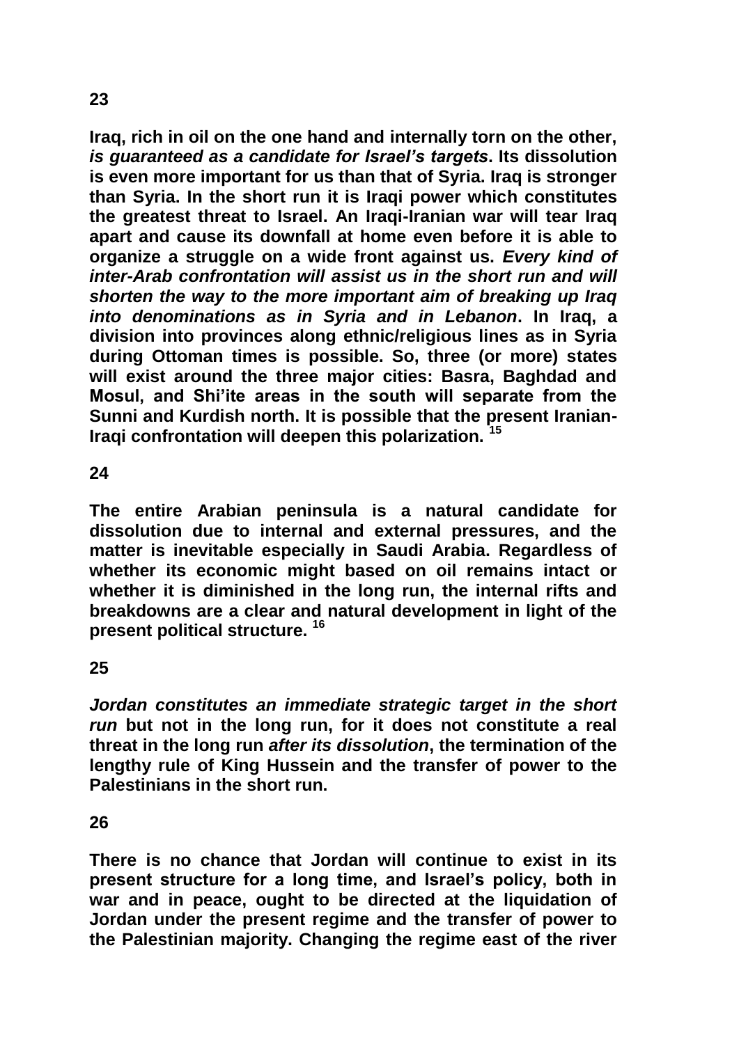**23**

**Iraq, rich in oil on the one hand and internally torn on the other, *is guaranteed as a candidate for Israel's targets*. Its dissolution is even more important for us than that of Syria. Iraq is stronger than Syria. In the short run it is Iraqi power which constitutes the greatest threat to Israel. An Iraqi-Iranian war will tear Iraq apart and cause its downfall at home even before it is able to organize a struggle on a wide front against us. *Every kind of inter-Arab confrontation will assist us in the short run and will shorten the way to the more important aim of breaking up Iraq into denominations as in Syria and in Lebanon*. In Iraq, a division into provinces along ethnic/religious lines as in Syria during Ottoman times is possible. So, three (or more) states will exist around the three major cities: Basra, Baghdad and Mosul, and Shi'ite areas in the south will separate from the Sunni and Kurdish north. It is possible that the present Iranian-Iraqi confrontation will deepen this polarization.** [15]

**24**

**The entire Arabian peninsula is a natural candidate for dissolution due to internal and external pressures, and the matter is inevitable especially in Saudi Arabia. Regardless of whether its economic might based on oil remains intact or whether it is diminished in the long run, the internal rifts and breakdowns are a clear and natural development in light of the present political structure.** [16]

**25**

***Jordan constitutes an immediate strategic target in the short run* but not in the long run, for it does not constitute a real threat in the long run *after its dissolution*, the termination of the lengthy rule of King Hussein and the transfer of power to the Palestinians in the short run.**

**26**

**There is no chance that Jordan will continue to exist in its present structure for a long time, and Israel's policy, both in war and in peace, ought to be directed at the liquidation of Jordan under the present regime and the transfer of power to the Palestinian majority. Changing the regime east of the river**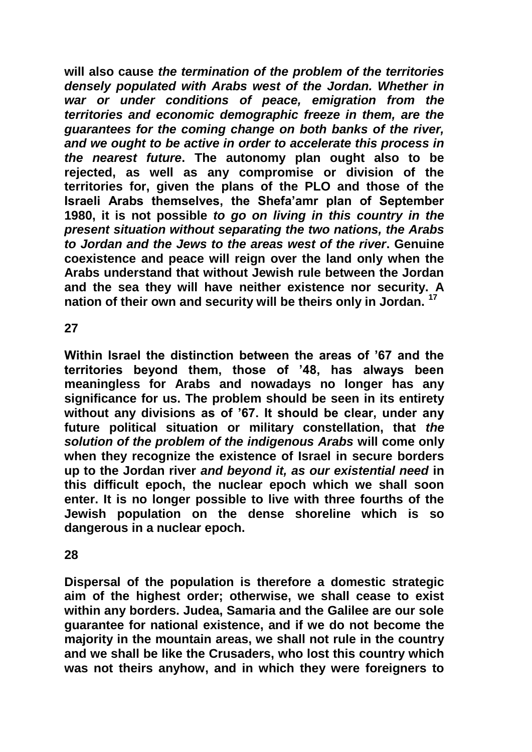**will also cause *the termination of the problem of the territories densely populated with Arabs west of the Jordan. Whether in war or under conditions of peace, emigration from the territories and economic demographic freeze in them, are the guarantees for the coming change on both banks of the river, and we ought to be active in order to accelerate this process in the nearest future*. The autonomy plan ought also to be rejected, as well as any compromise or division of the territories for, given the plans of the PLO and those of the Israeli Arabs themselves, the Shefa'amr plan of September 1980, it is not possible *to go on living in this country in the present situation without separating the two nations, the Arabs to Jordan and the Jews to the areas west of the river*. Genuine coexistence and peace will reign over the land only when the Arabs understand that without Jewish rule between the Jordan and the sea they will have neither existence nor security. A nation of their own and security will be theirs only in Jordan. [17]**

**27**

**Within Israel the distinction between the areas of '67 and the territories beyond them, those of '48, has always been meaningless for Arabs and nowadays no longer has any significance for us. The problem should be seen in its entirety without any divisions as of '67. It should be clear, under any future political situation or military constellation, that *the solution of the problem of the indigenous Arabs* will come only when they recognize the existence of Israel in secure borders up to the Jordan river *and beyond it, as our existential need* in this difficult epoch, the nuclear epoch which we shall soon enter. It is no longer possible to live with three fourths of the Jewish population on the dense shoreline which is so dangerous in a nuclear epoch.**

**28**

**Dispersal of the population is therefore a domestic strategic aim of the highest order; otherwise, we shall cease to exist within any borders. Judea, Samaria and the Galilee are our sole guarantee for national existence, and if we do not become the majority in the mountain areas, we shall not rule in the country and we shall be like the Crusaders, who lost this country which was not theirs anyhow, and in which they were foreigners to**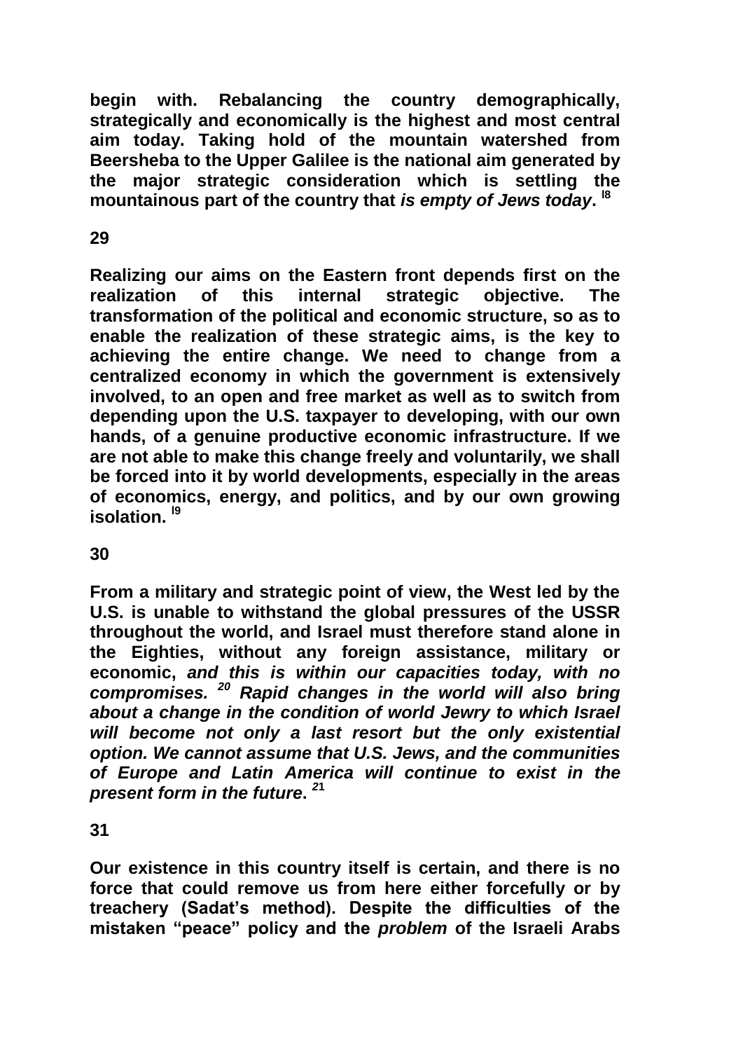**begin with. Rebalancing the country demographically, strategically and economically is the highest and most central aim today. Taking hold of the mountain watershed from Beersheba to the Upper Galilee is the national aim generated by the major strategic consideration which is settling the mountainous part of the country that *is empty of Jews today*.** [18]

**29**

**Realizing our aims on the Eastern front depends first on the realization of this internal strategic objective. The transformation of the political and economic structure, so as to enable the realization of these strategic aims, is the key to achieving the entire change. We need to change from a centralized economy in which the government is extensively involved, to an open and free market as well as to switch from depending upon the U.S. taxpayer to developing, with our own hands, of a genuine productive economic infrastructure. If we are not able to make this change freely and voluntarily, we shall be forced into it by world developments, especially in the areas of economics, energy, and politics, and by our own growing isolation.** [19]

**30**

**From a military and strategic point of view, the West led by the U.S. is unable to withstand the global pressures of the USSR throughout the world, and Israel must therefore stand alone in the Eighties, without any foreign assistance, military or economic, *and this is within our capacities today, with no compromises.*** [20] ***Rapid changes in the world will also bring about a change in the condition of world Jewry to which Israel will become not only a last resort but the only existential option. We cannot assume that U.S. Jews, and the communities of Europe and Latin America will continue to exist in the present form in the future*.** [21]

**31**

**Our existence in this country itself is certain, and there is no force that could remove us from here either forcefully or by treachery (Sadat's method). Despite the difficulties of the mistaken "peace" policy and the *problem* of the Israeli Arabs**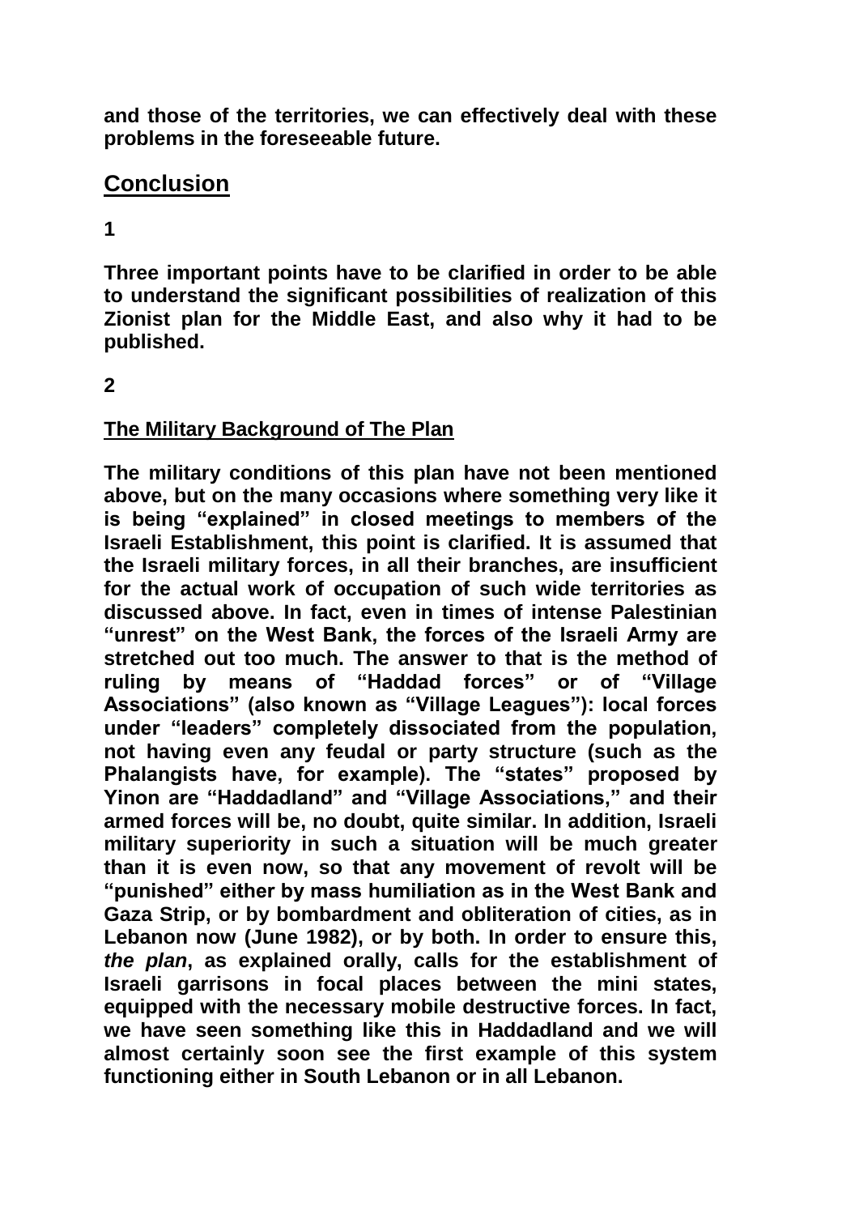**and those of the territories, we can effectively deal with these problems in the foreseeable future.**

## Conclusion

**1**

**Three important points have to be clarified in order to be able to understand the significant possibilities of realization of this Zionist plan for the Middle East, and also why it had to be published.**

**2**

### The Military Background of The Plan

**The military conditions of this plan have not been mentioned above, but on the many occasions where something very like it is being "explained" in closed meetings to members of the Israeli Establishment, this point is clarified. It is assumed that the Israeli military forces, in all their branches, are insufficient for the actual work of occupation of such wide territories as discussed above. In fact, even in times of intense Palestinian "unrest" on the West Bank, the forces of the Israeli Army are stretched out too much. The answer to that is the method of ruling by means of "Haddad forces" or of "Village Associations" (also known as "Village Leagues"): local forces under "leaders" completely dissociated from the population, not having even any feudal or party structure (such as the Phalangists have, for example). The "states" proposed by Yinon are "Haddadland" and "Village Associations," and their armed forces will be, no doubt, quite similar. In addition, Israeli military superiority in such a situation will be much greater than it is even now, so that any movement of revolt will be "punished" either by mass humiliation as in the West Bank and Gaza Strip, or by bombardment and obliteration of cities, as in Lebanon now (June 1982), or by both. In order to ensure this, *the plan*, as explained orally, calls for the establishment of Israeli garrisons in focal places between the mini states, equipped with the necessary mobile destructive forces. In fact, we have seen something like this in Haddadland and we will almost certainly soon see the first example of this system functioning either in South Lebanon or in all Lebanon.**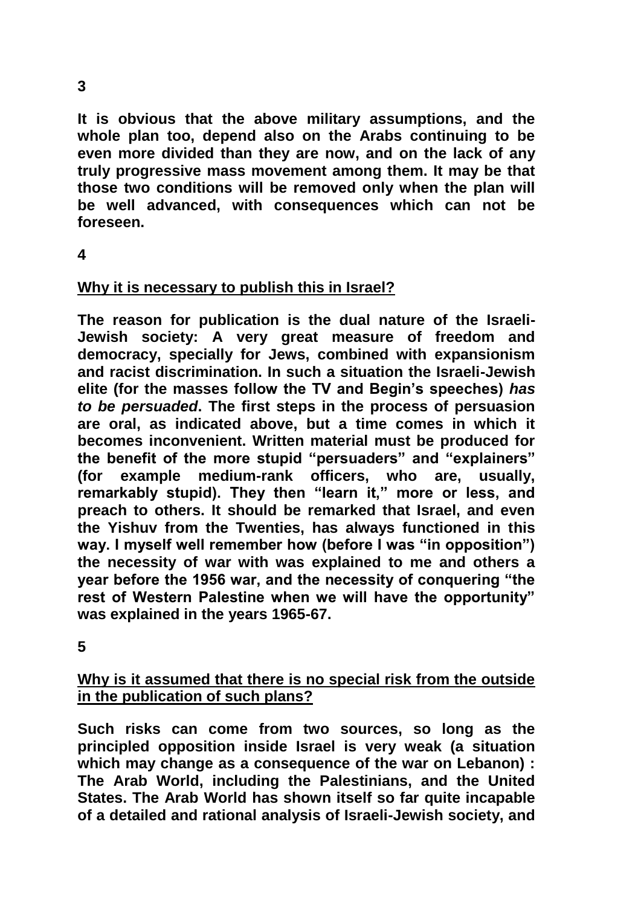**3**

**It is obvious that the above military assumptions, and the whole plan too, depend also on the Arabs continuing to be even more divided than they are now, and on the lack of any truly progressive mass movement among them. It may be that those two conditions will be removed only when the plan will be well advanced, with consequences which can not be foreseen.**

**4**

**<u>Why it is necessary to publish this in Israel?</u>**

**The reason for publication is the dual nature of the Israeli-Jewish society: A very great measure of freedom and democracy, specially for Jews, combined with expansionism and racist discrimination. In such a situation the Israeli-Jewish elite (for the masses follow the TV and Begin's speeches) *has to be persuaded*. The first steps in the process of persuasion are oral, as indicated above, but a time comes in which it becomes inconvenient. Written material must be produced for the benefit of the more stupid "persuaders" and "explainers" (for example medium-rank officers, who are, usually, remarkably stupid). They then "learn it," more or less, and preach to others. It should be remarked that Israel, and even the Yishuv from the Twenties, has always functioned in this way. I myself well remember how (before I was "in opposition") the necessity of war with was explained to me and others a year before the 1956 war, and the necessity of conquering "the rest of Western Palestine when we will have the opportunity" was explained in the years 1965-67.**

**5**

**<u>Why is it assumed that there is no special risk from the outside in the publication of such plans?</u>**

**Such risks can come from two sources, so long as the principled opposition inside Israel is very weak (a situation which may change as a consequence of the war on Lebanon) : The Arab World, including the Palestinians, and the United States. The Arab World has shown itself so far quite incapable of a detailed and rational analysis of Israeli-Jewish society, and**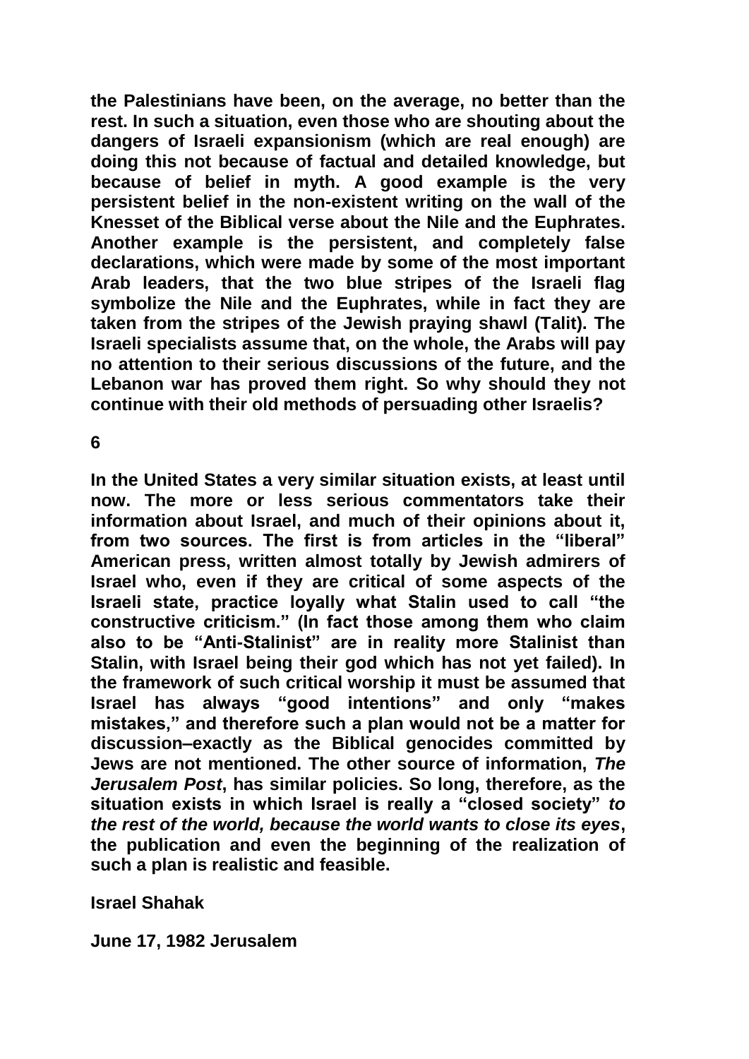**the Palestinians have been, on the average, no better than the rest. In such a situation, even those who are shouting about the dangers of Israeli expansionism (which are real enough) are doing this not because of factual and detailed knowledge, but because of belief in myth. A good example is the very persistent belief in the non-existent writing on the wall of the Knesset of the Biblical verse about the Nile and the Euphrates. Another example is the persistent, and completely false declarations, which were made by some of the most important Arab leaders, that the two blue stripes of the Israeli flag symbolize the Nile and the Euphrates, while in fact they are taken from the stripes of the Jewish praying shawl (Talit). The Israeli specialists assume that, on the whole, the Arabs will pay no attention to their serious discussions of the future, and the Lebanon war has proved them right. So why should they not continue with their old methods of persuading other Israelis?**

**6**

**In the United States a very similar situation exists, at least until now. The more or less serious commentators take their information about Israel, and much of their opinions about it, from two sources. The first is from articles in the "liberal" American press, written almost totally by Jewish admirers of Israel who, even if they are critical of some aspects of the Israeli state, practice loyally what Stalin used to call "the constructive criticism." (In fact those among them who claim also to be "Anti-Stalinist" are in reality more Stalinist than Stalin, with Israel being their god which has not yet failed). In the framework of such critical worship it must be assumed that Israel has always "good intentions" and only "makes mistakes," and therefore such a plan would not be a matter for discussion–exactly as the Biblical genocides committed by Jews are not mentioned. The other source of information, *The Jerusalem Post*, has similar policies. So long, therefore, as the situation exists in which Israel is really a "closed society" *to the rest of the world, because the world wants to close its eyes*, the publication and even the beginning of the realization of such a plan is realistic and feasible.**

**Israel Shahak**

**June 17, 1982 Jerusalem**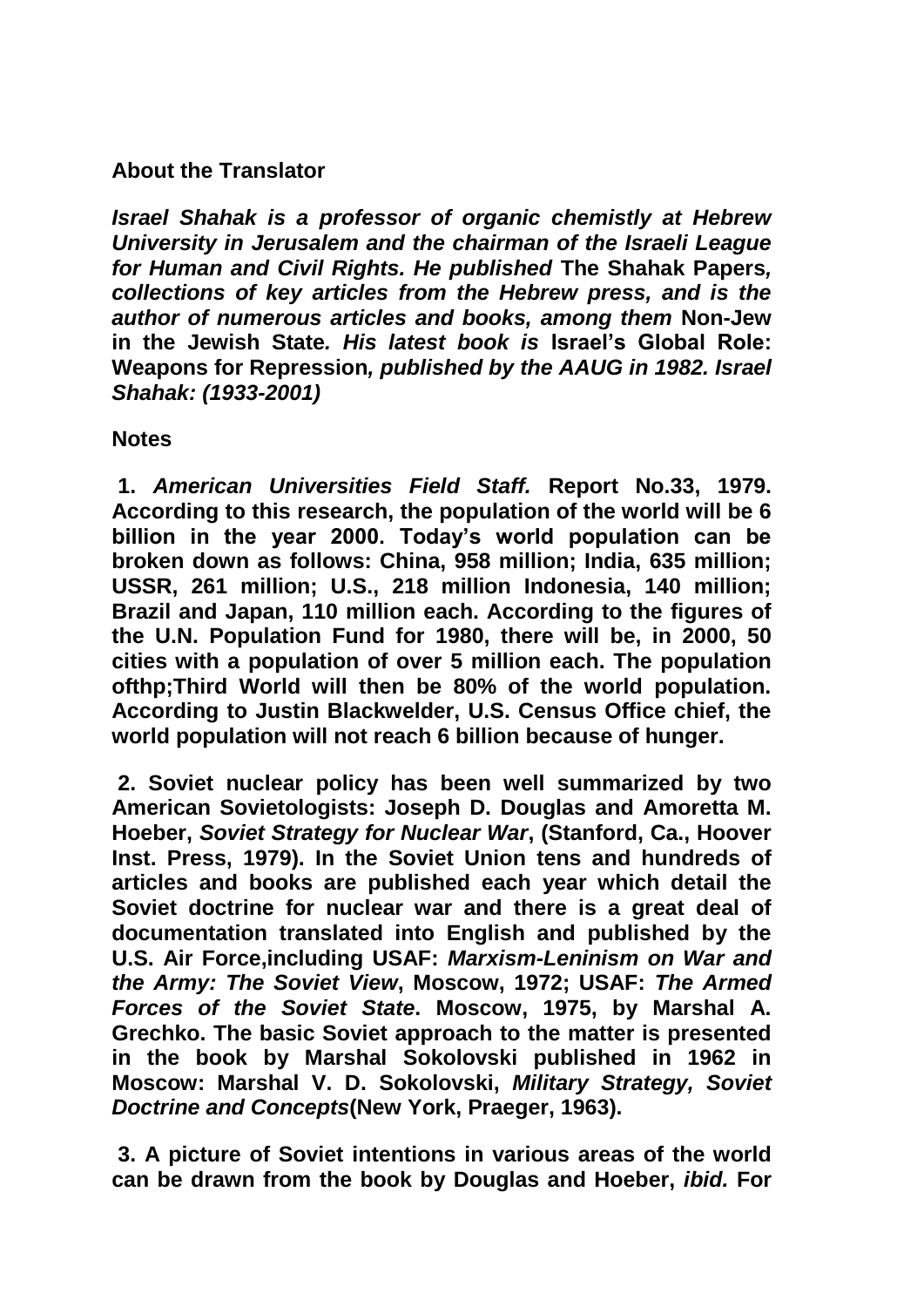**About the Translator**

***Israel Shahak is a professor of organic chemistly at Hebrew University in Jerusalem and the chairman of the Israeli League for Human and Civil Rights. He published* The Shahak Papers*, collections of key articles from the Hebrew press, and is the author of numerous articles and books, among them* Non-Jew in the Jewish State*. His latest book is* Israel's Global Role: Weapons for Repression*, published by the AAUG in 1982. Israel Shahak: (1933-2001)***

**Notes**

**1. *American Universities Field Staff.* Report No.33, 1979. According to this research, the population of the world will be 6 billion in the year 2000. Today's world population can be broken down as follows: China, 958 million; India, 635 million; USSR, 261 million; U.S., 218 million Indonesia, 140 million; Brazil and Japan, 110 million each. According to the figures of the U.N. Population Fund for 1980, there will be, in 2000, 50 cities with a population of over 5 million each. The population ofthp;Third World will then be 80% of the world population. According to Justin Blackwelder, U.S. Census Office chief, the world population will not reach 6 billion because of hunger.**

**2. Soviet nuclear policy has been well summarized by two American Sovietologists: Joseph D. Douglas and Amoretta M. Hoeber, *Soviet Strategy for Nuclear War*, (Stanford, Ca., Hoover Inst. Press, 1979). In the Soviet Union tens and hundreds of articles and books are published each year which detail the Soviet doctrine for nuclear war and there is a great deal of documentation translated into English and published by the U.S. Air Force,including USAF: *Marxism-Leninism on War and the Army: The Soviet View*, Moscow, 1972; USAF: *The Armed Forces of the Soviet State*. Moscow, 1975, by Marshal A. Grechko. The basic Soviet approach to the matter is presented in the book by Marshal Sokolovski published in 1962 in Moscow: Marshal V. D. Sokolovski, *Military Strategy, Soviet Doctrine and Concepts*(New York, Praeger, 1963).**

**3. A picture of Soviet intentions in various areas of the world can be drawn from the book by Douglas and Hoeber, *ibid.* For**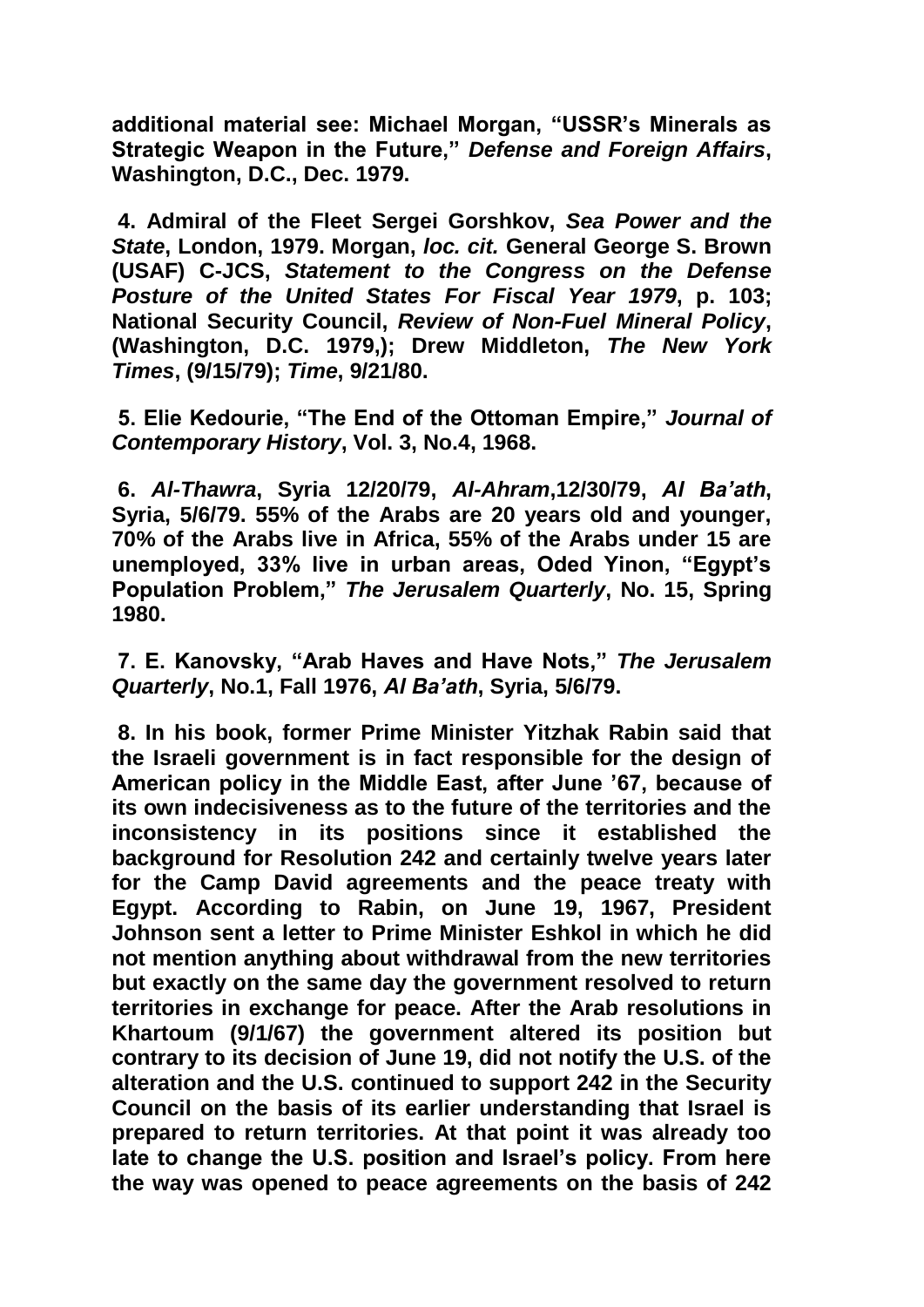**additional material see: Michael Morgan, "USSR's Minerals as Strategic Weapon in the Future," *Defense and Foreign Affairs*, Washington, D.C., Dec. 1979.**

**4. Admiral of the Fleet Sergei Gorshkov, *Sea Power and the State*, London, 1979. Morgan, *loc. cit.* General George S. Brown (USAF) C-JCS, *Statement to the Congress on the Defense Posture of the United States For Fiscal Year 1979*, p. 103; National Security Council, *Review of Non-Fuel Mineral Policy*, (Washington, D.C. 1979,); Drew Middleton, *The New York Times*, (9/15/79); *Time*, 9/21/80.**

**5. Elie Kedourie, "The End of the Ottoman Empire," *Journal of Contemporary History*, Vol. 3, No.4, 1968.**

**6. *Al-Thawra*, Syria 12/20/79, *Al-Ahram*,12/30/79, *Al Ba'ath*, Syria, 5/6/79. 55% of the Arabs are 20 years old and younger, 70% of the Arabs live in Africa, 55% of the Arabs under 15 are unemployed, 33% live in urban areas, Oded Yinon, "Egypt's Population Problem," *The Jerusalem Quarterly*, No. 15, Spring 1980.**

**7. E. Kanovsky, "Arab Haves and Have Nots," *The Jerusalem Quarterly*, No.1, Fall 1976, *Al Ba'ath*, Syria, 5/6/79.**

**8. In his book, former Prime Minister Yitzhak Rabin said that the Israeli government is in fact responsible for the design of American policy in the Middle East, after June '67, because of its own indecisiveness as to the future of the territories and the inconsistency in its positions since it established the background for Resolution 242 and certainly twelve years later for the Camp David agreements and the peace treaty with Egypt. According to Rabin, on June 19, 1967, President Johnson sent a letter to Prime Minister Eshkol in which he did not mention anything about withdrawal from the new territories but exactly on the same day the government resolved to return territories in exchange for peace. After the Arab resolutions in Khartoum (9/1/67) the government altered its position but contrary to its decision of June 19, did not notify the U.S. of the alteration and the U.S. continued to support 242 in the Security Council on the basis of its earlier understanding that Israel is prepared to return territories. At that point it was already too late to change the U.S. position and Israel's policy. From here the way was opened to peace agreements on the basis of 242**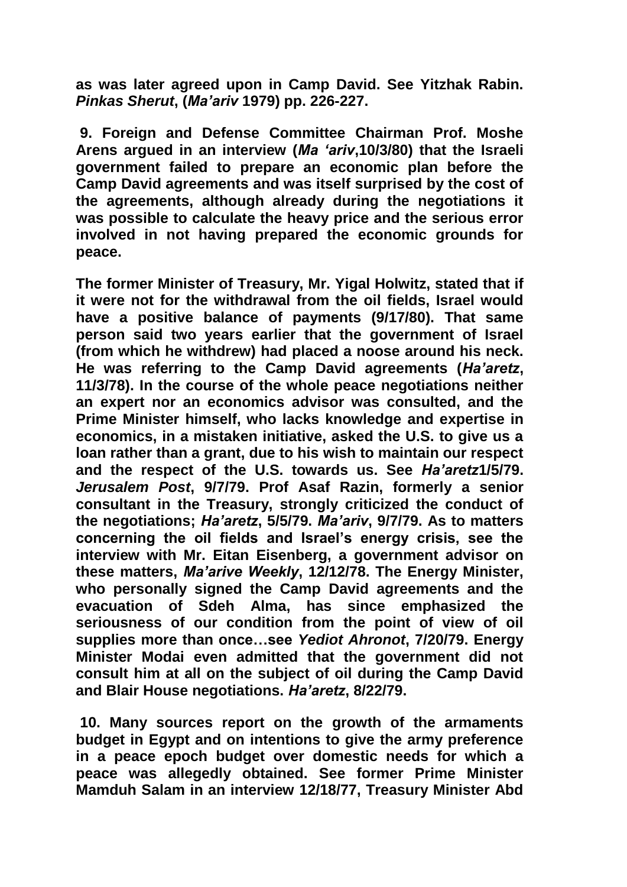**as was later agreed upon in Camp David. See Yitzhak Rabin. *Pinkas Sherut*, (*Ma'ariv* 1979) pp. 226-227.**

**9. Foreign and Defense Committee Chairman Prof. Moshe Arens argued in an interview (*Ma 'ariv*,10/3/80) that the Israeli government failed to prepare an economic plan before the Camp David agreements and was itself surprised by the cost of the agreements, although already during the negotiations it was possible to calculate the heavy price and the serious error involved in not having prepared the economic grounds for peace.**

**The former Minister of Treasury, Mr. Yigal Holwitz, stated that if it were not for the withdrawal from the oil fields, Israel would have a positive balance of payments (9/17/80). That same person said two years earlier that the government of Israel (from which he withdrew) had placed a noose around his neck. He was referring to the Camp David agreements (*Ha'aretz*, 11/3/78). In the course of the whole peace negotiations neither an expert nor an economics advisor was consulted, and the Prime Minister himself, who lacks knowledge and expertise in economics, in a mistaken initiative, asked the U.S. to give us a loan rather than a grant, due to his wish to maintain our respect and the respect of the U.S. towards us. See *Ha'aretz*1/5/79. *Jerusalem Post*, 9/7/79. Prof Asaf Razin, formerly a senior consultant in the Treasury, strongly criticized the conduct of the negotiations; *Ha'aretz*, 5/5/79. *Ma'ariv*, 9/7/79. As to matters concerning the oil fields and Israel's energy crisis, see the interview with Mr. Eitan Eisenberg, a government advisor on these matters, *Ma'arive Weekly*, 12/12/78. The Energy Minister, who personally signed the Camp David agreements and the evacuation of Sdeh Alma, has since emphasized the seriousness of our condition from the point of view of oil supplies more than once…see *Yediot Ahronot*, 7/20/79. Energy Minister Modai even admitted that the government did not consult him at all on the subject of oil during the Camp David and Blair House negotiations. *Ha'aretz*, 8/22/79.**

**10. Many sources report on the growth of the armaments budget in Egypt and on intentions to give the army preference in a peace epoch budget over domestic needs for which a peace was allegedly obtained. See former Prime Minister Mamduh Salam in an interview 12/18/77, Treasury Minister Abd**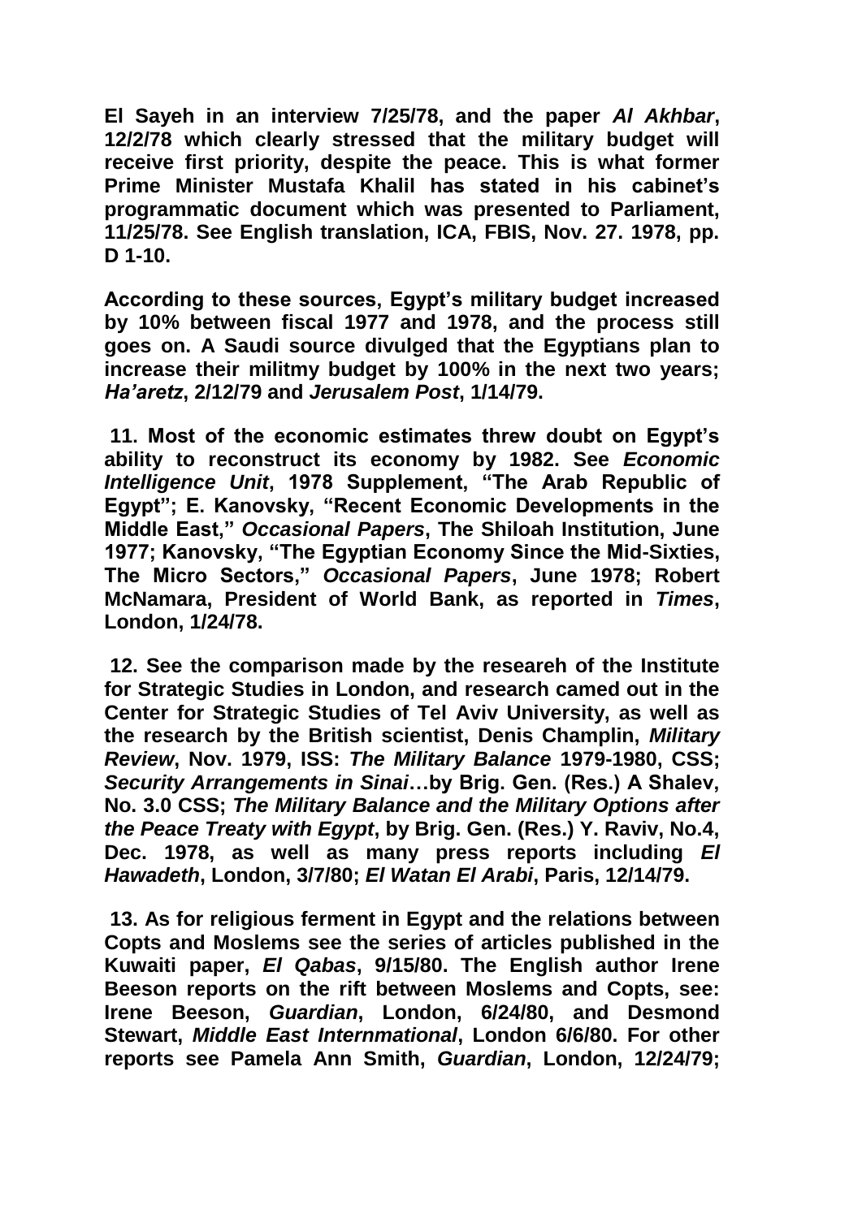**El Sayeh in an interview 7/25/78, and the paper *Al Akhbar*, 12/2/78 which clearly stressed that the military budget will receive first priority, despite the peace. This is what former Prime Minister Mustafa Khalil has stated in his cabinet's programmatic document which was presented to Parliament, 11/25/78. See English translation, ICA, FBIS, Nov. 27. 1978, pp. D 1-10.**

**According to these sources, Egypt's military budget increased by 10% between fiscal 1977 and 1978, and the process still goes on. A Saudi source divulged that the Egyptians plan to increase their militmy budget by 100% in the next two years; *Ha'aretz*, 2/12/79 and *Jerusalem Post*, 1/14/79.**

**11. Most of the economic estimates threw doubt on Egypt's ability to reconstruct its economy by 1982. See *Economic Intelligence Unit*, 1978 Supplement, "The Arab Republic of Egypt"; E. Kanovsky, "Recent Economic Developments in the Middle East," *Occasional Papers*, The Shiloah Institution, June 1977; Kanovsky, "The Egyptian Economy Since the Mid-Sixties, The Micro Sectors," *Occasional Papers*, June 1978; Robert McNamara, President of World Bank, as reported in *Times*, London, 1/24/78.**

**12. See the comparison made by the researeh of the Institute for Strategic Studies in London, and research camed out in the Center for Strategic Studies of Tel Aviv University, as well as the research by the British scientist, Denis Champlin, *Military Review*, Nov. 1979, ISS: *The Military Balance* 1979-1980, CSS; *Security Arrangements in Sinai*…by Brig. Gen. (Res.) A Shalev, No. 3.0 CSS; *The Military Balance and the Military Options after the Peace Treaty with Egypt*, by Brig. Gen. (Res.) Y. Raviv, No.4, Dec. 1978, as well as many press reports including *El Hawadeth*, London, 3/7/80; *El Watan El Arabi*, Paris, 12/14/79.**

**13. As for religious ferment in Egypt and the relations between Copts and Moslems see the series of articles published in the Kuwaiti paper, *El Qabas*, 9/15/80. The English author Irene Beeson reports on the rift between Moslems and Copts, see: Irene Beeson, *Guardian*, London, 6/24/80, and Desmond Stewart, *Middle East Internmational*, London 6/6/80. For other reports see Pamela Ann Smith, *Guardian*, London, 12/24/79;**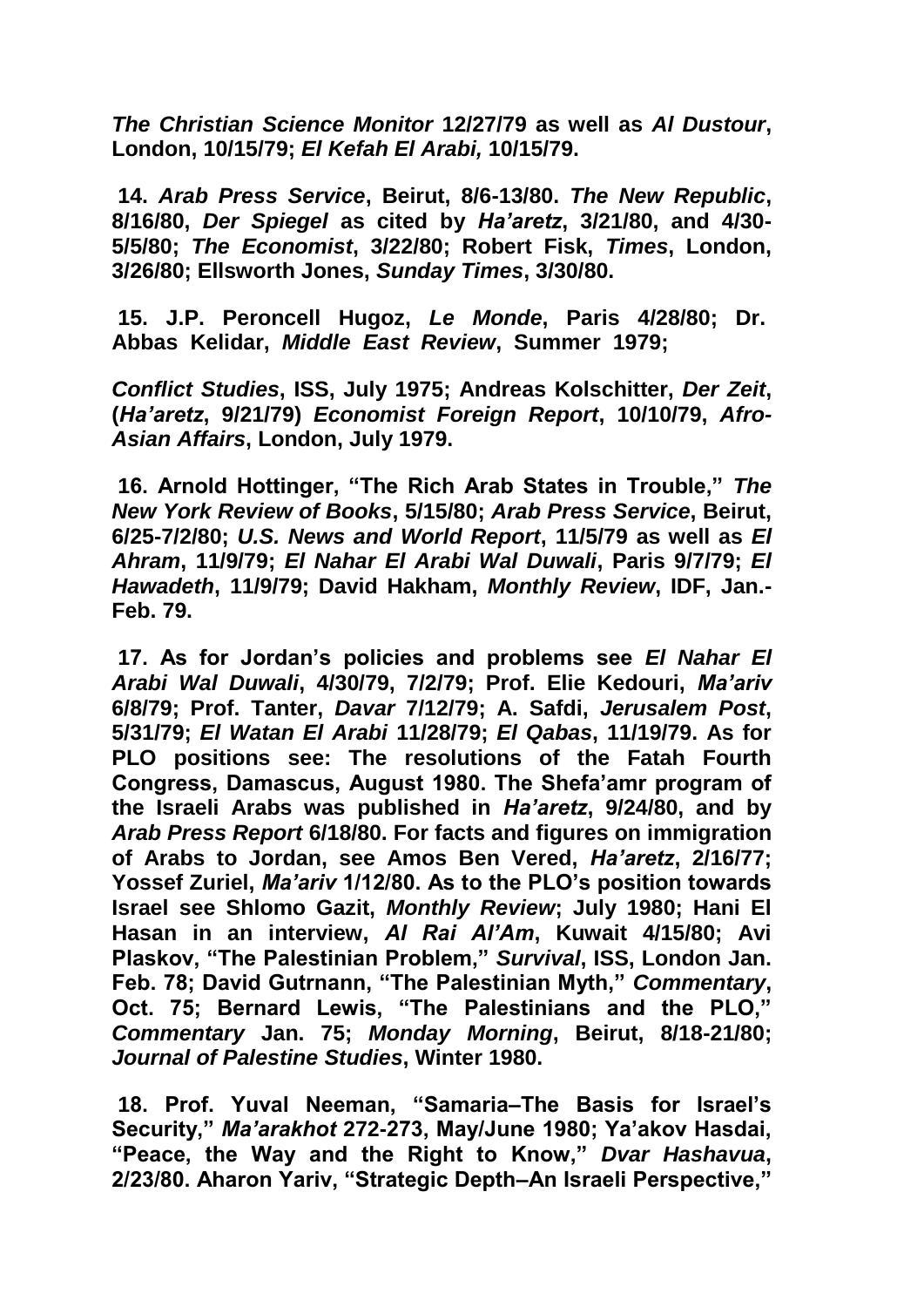***The Christian Science Monitor*** **12/27/79 as well as** ***Al Dustour*****, London, 10/15/79;** ***El Kefah El Arabi,*** **10/15/79.**

**14.** ***Arab Press Service*****, Beirut, 8/6-13/80.** ***The New Republic*****, 8/16/80,** ***Der Spiegel*** **as cited by** ***Ha'aretz*****, 3/21/80, and 4/30-5/5/80;** ***The Economist*****, 3/22/80; Robert Fisk,** ***Times*****, London, 3/26/80; Ellsworth Jones,** ***Sunday Times*****, 3/30/80.**

**15. J.P. Peroncell Hugoz,** ***Le Monde*****, Paris 4/28/80; Dr. Abbas Kelidar,** ***Middle East Review*****, Summer 1979;**

***Conflict Studies*****, ISS, July 1975; Andreas Kolschitter,** ***Der Zeit*****, (*****Ha'aretz*****, 9/21/79)** ***Economist Foreign Report*****, 10/10/79,** ***Afro-Asian Affairs*****, London, July 1979.**

**16. Arnold Hottinger, "The Rich Arab States in Trouble,"** ***The New York Review of Books*****, 5/15/80;** ***Arab Press Service*****, Beirut, 6/25-7/2/80;** ***U.S. News and World Report*****, 11/5/79 as well as** ***El Ahram*****, 11/9/79;** ***El Nahar El Arabi Wal Duwali*****, Paris 9/7/79;** ***El Hawadeth*****, 11/9/79; David Hakham,** ***Monthly Review*****, IDF, Jan.-Feb. 79.**

**17. As for Jordan's policies and problems see** ***El Nahar El Arabi Wal Duwali*****, 4/30/79, 7/2/79; Prof. Elie Kedouri,** ***Ma'ariv*** **6/8/79; Prof. Tanter,** ***Davar*** **7/12/79; A. Safdi,** ***Jerusalem Post*****, 5/31/79;** ***El Watan El Arabi*** **11/28/79;** ***El Qabas*****, 11/19/79. As for PLO positions see: The resolutions of the Fatah Fourth Congress, Damascus, August 1980. The Shefa'amr program of the Israeli Arabs was published in** ***Ha'aretz*****, 9/24/80, and by** ***Arab Press Report*** **6/18/80. For facts and figures on immigration of Arabs to Jordan, see Amos Ben Vered,** ***Ha'aretz*****, 2/16/77; Yossef Zuriel,** ***Ma'ariv*** **1/12/80. As to the PLO's position towards Israel see Shlomo Gazit,** ***Monthly Review*****; July 1980; Hani El Hasan in an interview,** ***Al Rai Al'Am*****, Kuwait 4/15/80; Avi Plaskov, "The Palestinian Problem,"** ***Survival*****, ISS, London Jan. Feb. 78; David Gutrnann, "The Palestinian Myth,"** ***Commentary*****, Oct. 75; Bernard Lewis, "The Palestinians and the PLO,"** ***Commentary*** **Jan. 75;** ***Monday Morning*****, Beirut, 8/18-21/80;** ***Journal of Palestine Studies*****, Winter 1980.**

**18. Prof. Yuval Neeman, "Samaria–The Basis for Israel's Security,"** ***Ma'arakhot*** **272-273, May/June 1980; Ya'akov Hasdai, "Peace, the Way and the Right to Know,"** ***Dvar Hashavua*****, 2/23/80. Aharon Yariv, "Strategic Depth–An Israeli Perspective,"**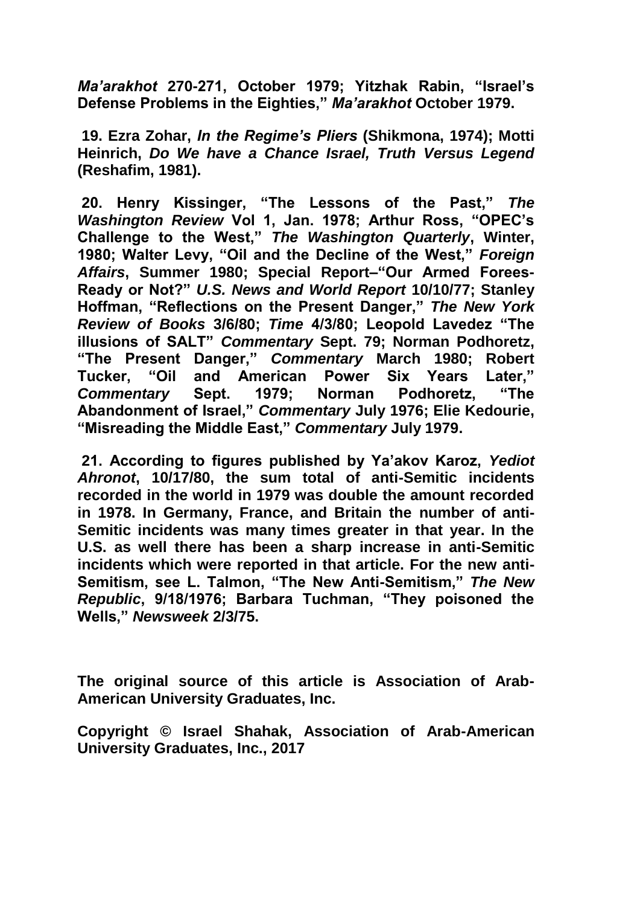***Ma'arakhot*** **270-271, October 1979; Yitzhak Rabin, "Israel's Defense Problems in the Eighties,"** ***Ma'arakhot*** **October 1979.**

**19. Ezra Zohar,** ***In the Regime's Pliers*** **(Shikmona, 1974); Motti Heinrich,** ***Do We have a Chance Israel, Truth Versus Legend*** **(Reshafim, 1981).**

**20. Henry Kissinger, "The Lessons of the Past,"** ***The Washington Review*** **Vol 1, Jan. 1978; Arthur Ross, "OPEC's Challenge to the West,"** ***The Washington Quarterly*****, Winter, 1980; Walter Levy, "Oil and the Decline of the West,"** ***Foreign Affairs*****, Summer 1980; Special Report–"Our Armed Forees-Ready or Not?"** ***U.S. News and World Report*** **10/10/77; Stanley Hoffman, "Reflections on the Present Danger,"** ***The New York Review of Books*** **3/6/80;** ***Time*** **4/3/80; Leopold Lavedez "The illusions of SALT"** ***Commentary*** **Sept. 79; Norman Podhoretz, "The Present Danger,"** ***Commentary*** **March 1980; Robert Tucker, "Oil and American Power Six Years Later,"** ***Commentary*** **Sept. 1979; Norman Podhoretz, "The Abandonment of Israel,"** ***Commentary*** **July 1976; Elie Kedourie, "Misreading the Middle East,"** ***Commentary*** **July 1979.**

**21. According to figures published by Ya'akov Karoz,** ***Yediot Ahronot*****, 10/17/80, the sum total of anti-Semitic incidents recorded in the world in 1979 was double the amount recorded in 1978. In Germany, France, and Britain the number of anti-Semitic incidents was many times greater in that year. In the U.S. as well there has been a sharp increase in anti-Semitic incidents which were reported in that article. For the new anti-Semitism, see L. Talmon, "The New Anti-Semitism,"** ***The New Republic*****, 9/18/1976; Barbara Tuchman, "They poisoned the Wells,"** ***Newsweek*** **2/3/75.**

**The original source of this article is Association of Arab-American University Graduates, Inc.**

**Copyright © Israel Shahak, Association of Arab-American University Graduates, Inc., 2017**